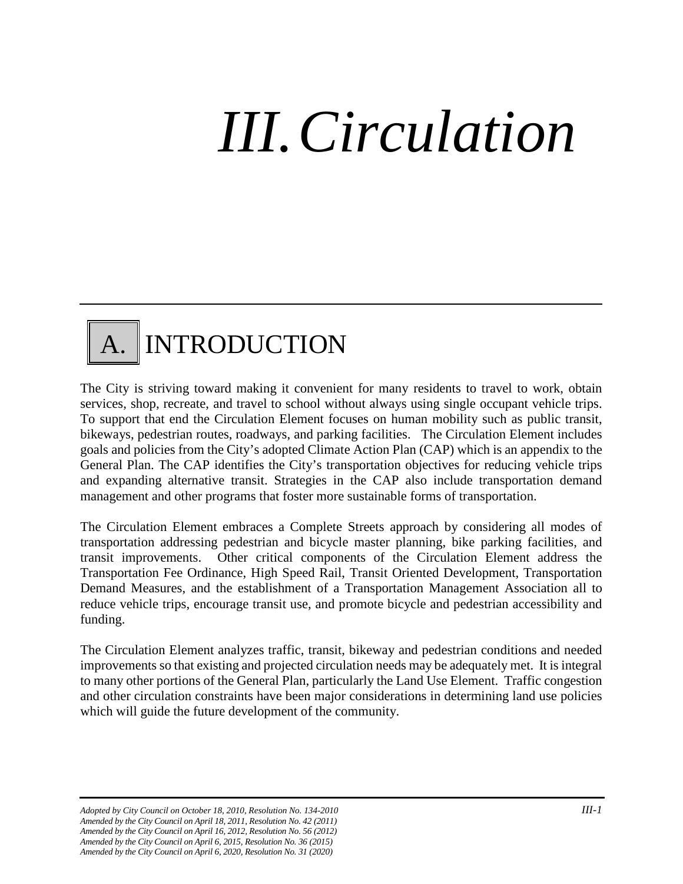# *III. Circulation*

## A. INTRODUCTION

The City is striving toward making it convenient for many residents to travel to work, obtain services, shop, recreate, and travel to school without always using single occupant vehicle trips. To support that end the Circulation Element focuses on human mobility such as public transit, bikeways, pedestrian routes, roadways, and parking facilities. The Circulation Element includes goals and policies from the City's adopted Climate Action Plan (CAP) which is an appendix to the General Plan. The CAP identifies the City's transportation objectives for reducing vehicle trips and expanding alternative transit. Strategies in the CAP also include transportation demand management and other programs that foster more sustainable forms of transportation.

The Circulation Element embraces a Complete Streets approach by considering all modes of transportation addressing pedestrian and bicycle master planning, bike parking facilities, and transit improvements. Other critical components of the Circulation Element address the Transportation Fee Ordinance, High Speed Rail, Transit Oriented Development, Transportation Demand Measures, and the establishment of a Transportation Management Association all to reduce vehicle trips, encourage transit use, and promote bicycle and pedestrian accessibility and funding.

The Circulation Element analyzes traffic, transit, bikeway and pedestrian conditions and needed improvements so that existing and projected circulation needs may be adequately met. It is integral to many other portions of the General Plan, particularly the Land Use Element. Traffic congestion and other circulation constraints have been major considerations in determining land use policies which will guide the future development of the community.

*Adopted by City Council on October 18, 2010, Resolution No. 134-2010*
*Amended by the City Council on April 18, 2011, Resolution No. 42 (2011)*
*Amended by the City Council on April 16, 2012, Resolution No. 56 (2012)*
*Amended by the City Council on April 6, 2015, Resolution No. 36 (2015)*
*Amended by the City Council on April 6, 2020, Resolution No. 31 (2020)*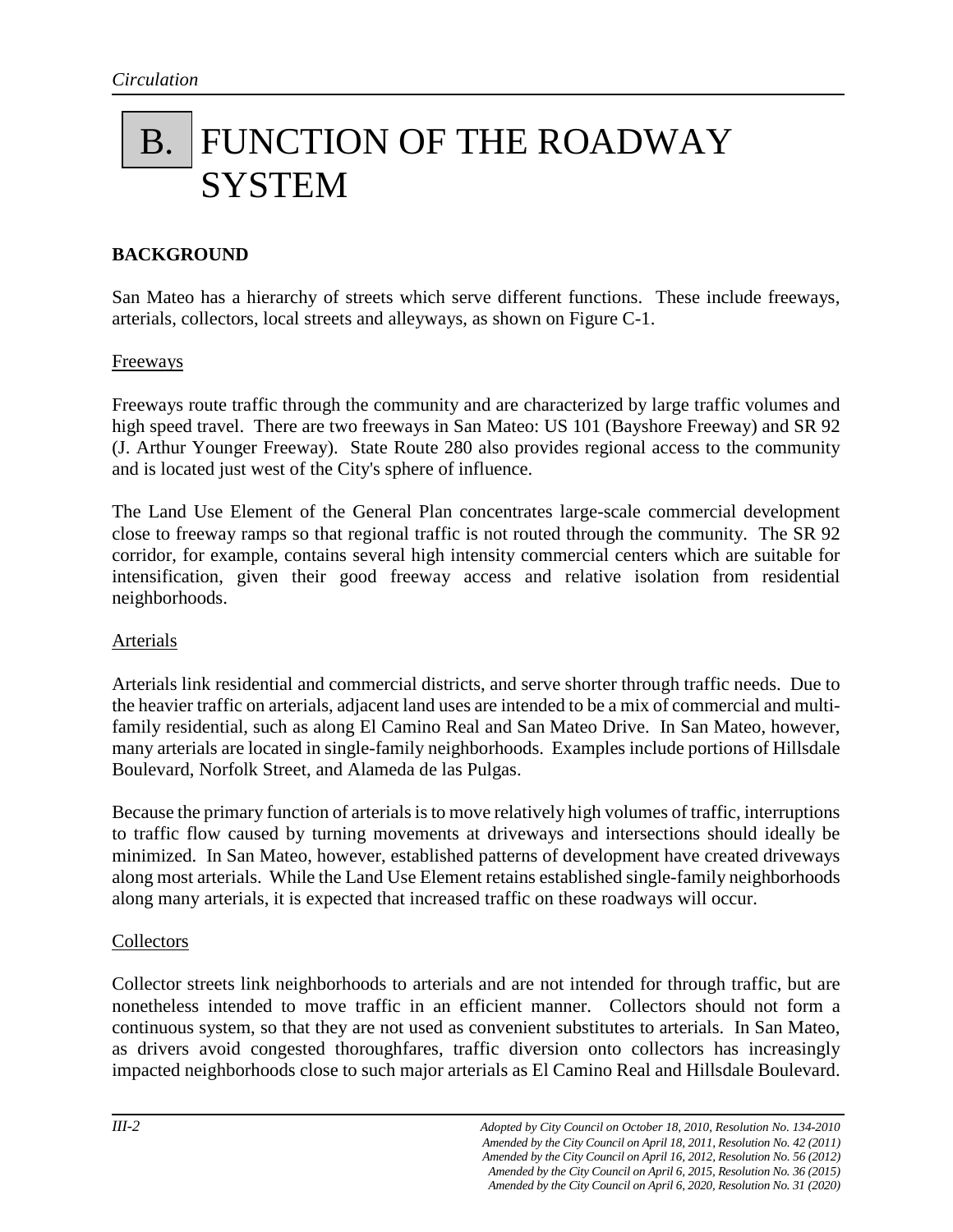# B. FUNCTION OF THE ROADWAY SYSTEM

## BACKGROUND

San Mateo has a hierarchy of streets which serve different functions. These include freeways, arterials, collectors, local streets and alleyways, as shown on Figure C-1.

### Freeways

Freeways route traffic through the community and are characterized by large traffic volumes and high speed travel. There are two freeways in San Mateo: US 101 (Bayshore Freeway) and SR 92 (J. Arthur Younger Freeway). State Route 280 also provides regional access to the community and is located just west of the City's sphere of influence.

The Land Use Element of the General Plan concentrates large-scale commercial development close to freeway ramps so that regional traffic is not routed through the community. The SR 92 corridor, for example, contains several high intensity commercial centers which are suitable for intensification, given their good freeway access and relative isolation from residential neighborhoods.

### Arterials

Arterials link residential and commercial districts, and serve shorter through traffic needs. Due to the heavier traffic on arterials, adjacent land uses are intended to be a mix of commercial and multi-family residential, such as along El Camino Real and San Mateo Drive. In San Mateo, however, many arterials are located in single-family neighborhoods. Examples include portions of Hillsdale Boulevard, Norfolk Street, and Alameda de las Pulgas.

Because the primary function of arterials is to move relatively high volumes of traffic, interruptions to traffic flow caused by turning movements at driveways and intersections should ideally be minimized. In San Mateo, however, established patterns of development have created driveways along most arterials. While the Land Use Element retains established single-family neighborhoods along many arterials, it is expected that increased traffic on these roadways will occur.

### Collectors

Collector streets link neighborhoods to arterials and are not intended for through traffic, but are nonetheless intended to move traffic in an efficient manner. Collectors should not form a continuous system, so that they are not used as convenient substitutes to arterials. In San Mateo, as drivers avoid congested thoroughfares, traffic diversion onto collectors has increasingly impacted neighborhoods close to such major arterials as El Camino Real and Hillsdale Boulevard.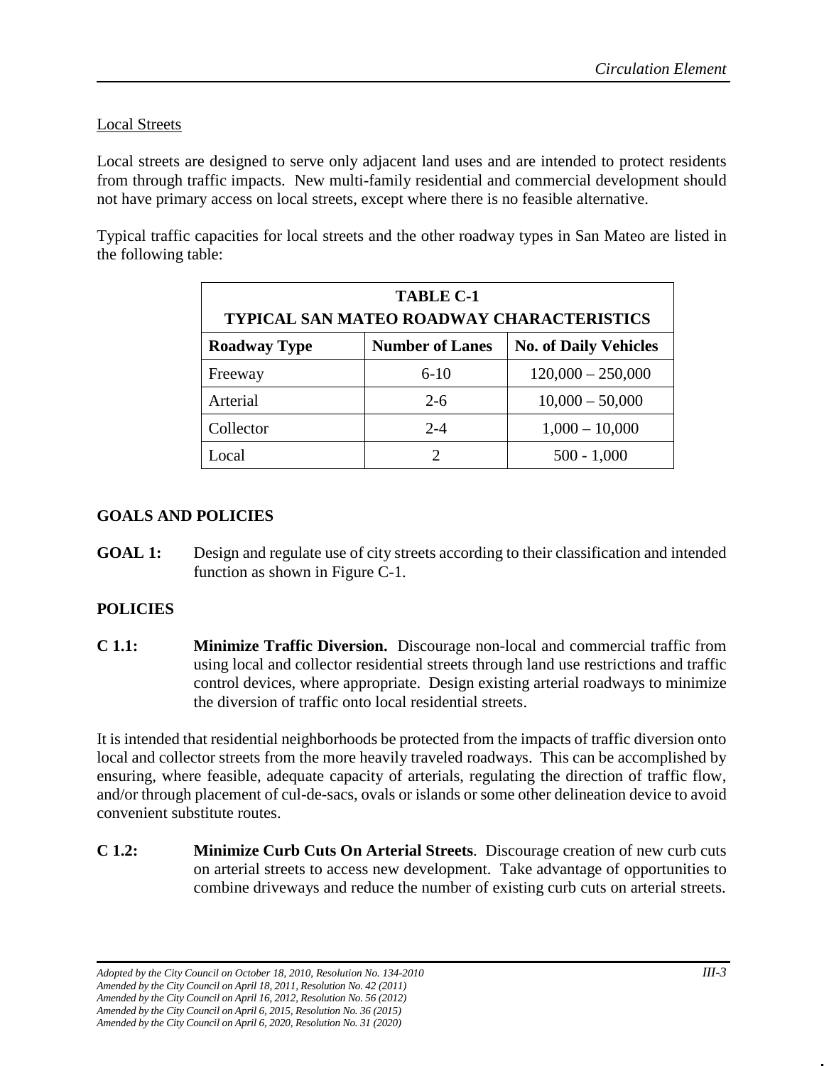Local Streets

Local streets are designed to serve only adjacent land uses and are intended to protect residents from through traffic impacts. New multi-family residential and commercial development should not have primary access on local streets, except where there is no feasible alternative.

Typical traffic capacities for local streets and the other roadway types in San Mateo are listed in the following table:

**TABLE C-1**
**TYPICAL SAN MATEO ROADWAY CHARACTERISTICS**

| Roadway Type | Number of Lanes | No. of Daily Vehicles |
|---|---|---|
| Freeway | 6-10 | 120,000 – 250,000 |
| Arterial | 2-6 | 10,000 – 50,000 |
| Collector | 2-4 | 1,000 – 10,000 |
| Local | 2 | 500 - 1,000 |

## GOALS AND POLICIES

**GOAL 1:** Design and regulate use of city streets according to their classification and intended function as shown in Figure C-1.

### POLICIES

**C 1.1:** **Minimize Traffic Diversion.** Discourage non-local and commercial traffic from using local and collector residential streets through land use restrictions and traffic control devices, where appropriate. Design existing arterial roadways to minimize the diversion of traffic onto local residential streets.

It is intended that residential neighborhoods be protected from the impacts of traffic diversion onto local and collector streets from the more heavily traveled roadways. This can be accomplished by ensuring, where feasible, adequate capacity of arterials, regulating the direction of traffic flow, and/or through placement of cul-de-sacs, ovals or islands or some other delineation device to avoid convenient substitute routes.

**C 1.2:** **Minimize Curb Cuts On Arterial Streets**. Discourage creation of new curb cuts on arterial streets to access new development. Take advantage of opportunities to combine driveways and reduce the number of existing curb cuts on arterial streets.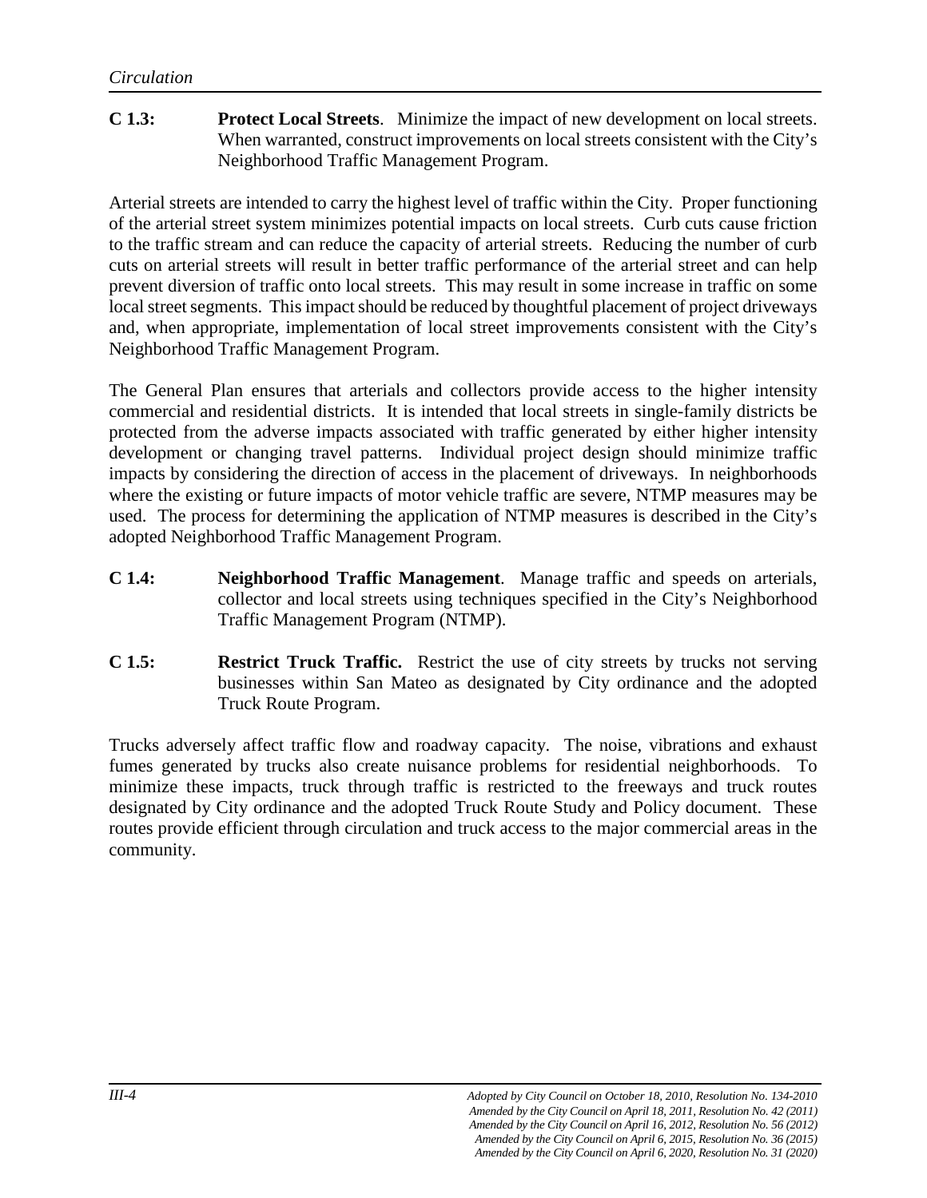**C 1.3:** **Protect Local Streets**. Minimize the impact of new development on local streets. When warranted, construct improvements on local streets consistent with the City's Neighborhood Traffic Management Program.

Arterial streets are intended to carry the highest level of traffic within the City. Proper functioning of the arterial street system minimizes potential impacts on local streets. Curb cuts cause friction to the traffic stream and can reduce the capacity of arterial streets. Reducing the number of curb cuts on arterial streets will result in better traffic performance of the arterial street and can help prevent diversion of traffic onto local streets. This may result in some increase in traffic on some local street segments. This impact should be reduced by thoughtful placement of project driveways and, when appropriate, implementation of local street improvements consistent with the City's Neighborhood Traffic Management Program.

The General Plan ensures that arterials and collectors provide access to the higher intensity commercial and residential districts. It is intended that local streets in single-family districts be protected from the adverse impacts associated with traffic generated by either higher intensity development or changing travel patterns. Individual project design should minimize traffic impacts by considering the direction of access in the placement of driveways. In neighborhoods where the existing or future impacts of motor vehicle traffic are severe, NTMP measures may be used. The process for determining the application of NTMP measures is described in the City's adopted Neighborhood Traffic Management Program.

**C 1.4:** **Neighborhood Traffic Management**. Manage traffic and speeds on arterials, collector and local streets using techniques specified in the City's Neighborhood Traffic Management Program (NTMP).

**C 1.5:** **Restrict Truck Traffic.** Restrict the use of city streets by trucks not serving businesses within San Mateo as designated by City ordinance and the adopted Truck Route Program.

Trucks adversely affect traffic flow and roadway capacity. The noise, vibrations and exhaust fumes generated by trucks also create nuisance problems for residential neighborhoods. To minimize these impacts, truck through traffic is restricted to the freeways and truck routes designated by City ordinance and the adopted Truck Route Study and Policy document. These routes provide efficient through circulation and truck access to the major commercial areas in the community.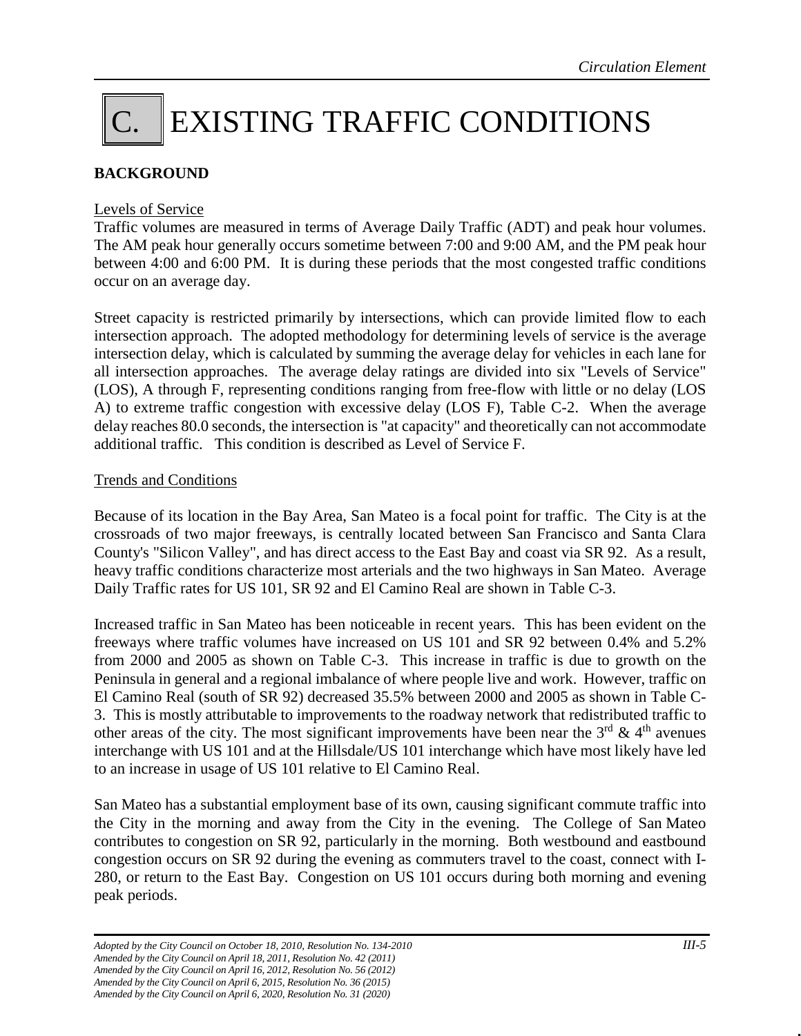# C. EXISTING TRAFFIC CONDITIONS

## BACKGROUND

### Levels of Service

Traffic volumes are measured in terms of Average Daily Traffic (ADT) and peak hour volumes. The AM peak hour generally occurs sometime between 7:00 and 9:00 AM, and the PM peak hour between 4:00 and 6:00 PM. It is during these periods that the most congested traffic conditions occur on an average day.

Street capacity is restricted primarily by intersections, which can provide limited flow to each intersection approach. The adopted methodology for determining levels of service is the average intersection delay, which is calculated by summing the average delay for vehicles in each lane for all intersection approaches. The average delay ratings are divided into six "Levels of Service" (LOS), A through F, representing conditions ranging from free-flow with little or no delay (LOS A) to extreme traffic congestion with excessive delay (LOS F), Table C-2. When the average delay reaches 80.0 seconds, the intersection is "at capacity" and theoretically can not accommodate additional traffic. This condition is described as Level of Service F.

### Trends and Conditions

Because of its location in the Bay Area, San Mateo is a focal point for traffic. The City is at the crossroads of two major freeways, is centrally located between San Francisco and Santa Clara County's "Silicon Valley", and has direct access to the East Bay and coast via SR 92. As a result, heavy traffic conditions characterize most arterials and the two highways in San Mateo. Average Daily Traffic rates for US 101, SR 92 and El Camino Real are shown in Table C-3.

Increased traffic in San Mateo has been noticeable in recent years. This has been evident on the freeways where traffic volumes have increased on US 101 and SR 92 between 0.4% and 5.2% from 2000 and 2005 as shown on Table C-3. This increase in traffic is due to growth on the Peninsula in general and a regional imbalance of where people live and work. However, traffic on El Camino Real (south of SR 92) decreased 35.5% between 2000 and 2005 as shown in Table C-3. This is mostly attributable to improvements to the roadway network that redistributed traffic to other areas of the city. The most significant improvements have been near the 3rd & 4th avenues interchange with US 101 and at the Hillsdale/US 101 interchange which have most likely have led to an increase in usage of US 101 relative to El Camino Real.

San Mateo has a substantial employment base of its own, causing significant commute traffic into the City in the morning and away from the City in the evening. The College of San Mateo contributes to congestion on SR 92, particularly in the morning. Both westbound and eastbound congestion occurs on SR 92 during the evening as commuters travel to the coast, connect with I-280, or return to the East Bay. Congestion on US 101 occurs during both morning and evening peak periods.

*Adopted by the City Council on October 18, 2010, Resolution No. 134-2010*
*Amended by the City Council on April 18, 2011, Resolution No. 42 (2011)*
*Amended by the City Council on April 16, 2012, Resolution No. 56 (2012)*
*Amended by the City Council on April 6, 2015, Resolution No. 36 (2015)*
*Amended by the City Council on April 6, 2020, Resolution No. 31 (2020)*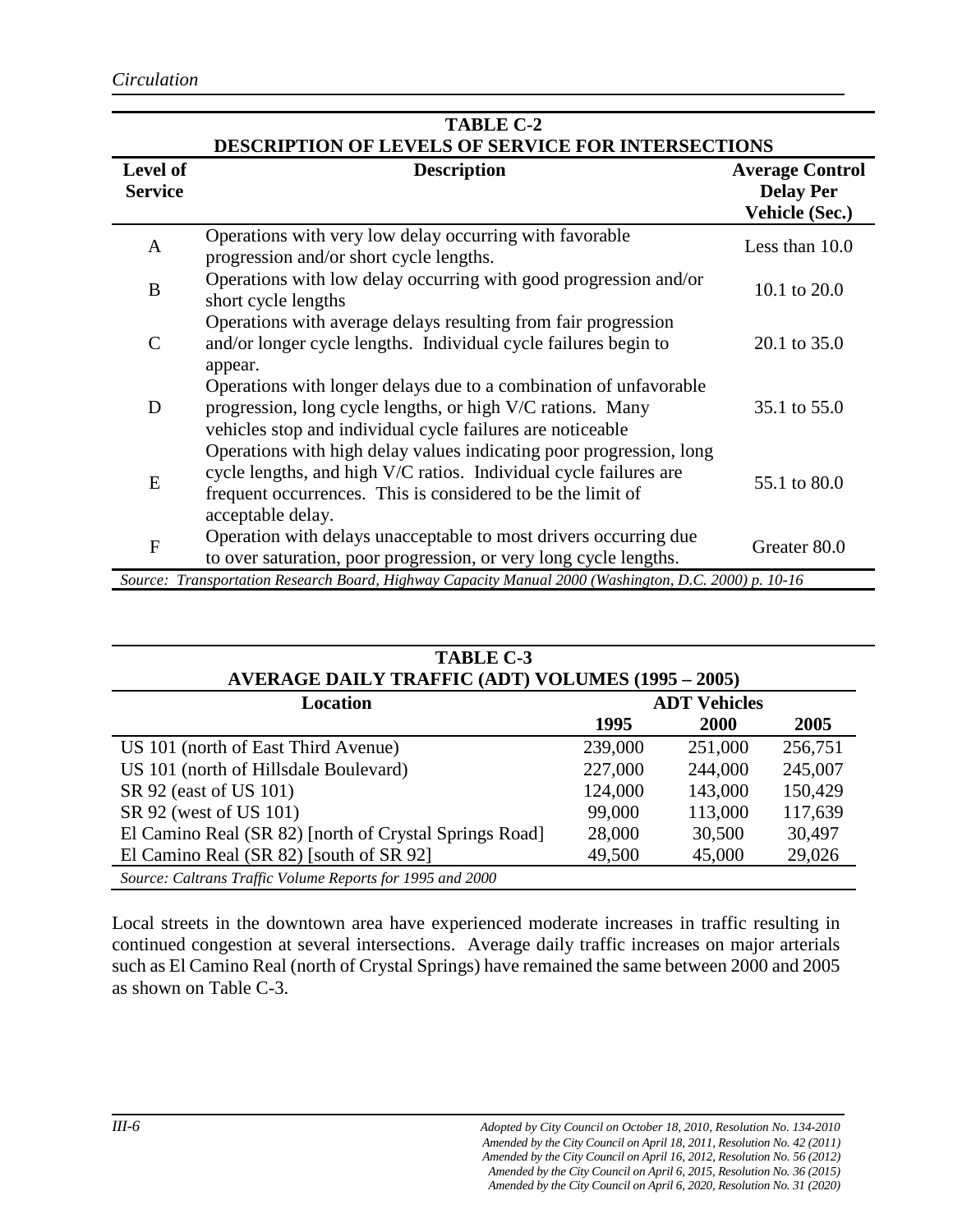**TABLE C-2**
**DESCRIPTION OF LEVELS OF SERVICE FOR INTERSECTIONS**

| Level of Service | Description | Average Control Delay Per Vehicle (Sec.) |
|---|---|---|
| A | Operations with very low delay occurring with favorable progression and/or short cycle lengths. | Less than 10.0 |
| B | Operations with low delay occurring with good progression and/or short cycle lengths | 10.1 to 20.0 |
| C | Operations with average delays resulting from fair progression and/or longer cycle lengths. Individual cycle failures begin to appear. | 20.1 to 35.0 |
| D | Operations with longer delays due to a combination of unfavorable progression, long cycle lengths, or high V/C rations. Many vehicles stop and individual cycle failures are noticeable | 35.1 to 55.0 |
| E | Operations with high delay values indicating poor progression, long cycle lengths, and high V/C ratios. Individual cycle failures are frequent occurrences. This is considered to be the limit of acceptable delay. | 55.1 to 80.0 |
| F | Operation with delays unacceptable to most drivers occurring due to over saturation, poor progression, or very long cycle lengths. | Greater 80.0 |

*Source: Transportation Research Board, Highway Capacity Manual 2000 (Washington, D.C. 2000) p. 10-16*

**TABLE C-3**
**AVERAGE DAILY TRAFFIC (ADT) VOLUMES (1995 – 2005)**

| Location | ADT Vehicles | | |
|---|---|---|---|
| | 1995 | 2000 | 2005 |
| US 101 (north of East Third Avenue) | 239,000 | 251,000 | 256,751 |
| US 101 (north of Hillsdale Boulevard) | 227,000 | 244,000 | 245,007 |
| SR 92 (east of US 101) | 124,000 | 143,000 | 150,429 |
| SR 92 (west of US 101) | 99,000 | 113,000 | 117,639 |
| El Camino Real (SR 82) [north of Crystal Springs Road] | 28,000 | 30,500 | 30,497 |
| El Camino Real (SR 82) [south of SR 92] | 49,500 | 45,000 | 29,026 |

*Source: Caltrans Traffic Volume Reports for 1995 and 2000*

Local streets in the downtown area have experienced moderate increases in traffic resulting in continued congestion at several intersections. Average daily traffic increases on major arterials such as El Camino Real (north of Crystal Springs) have remained the same between 2000 and 2005 as shown on Table C-3.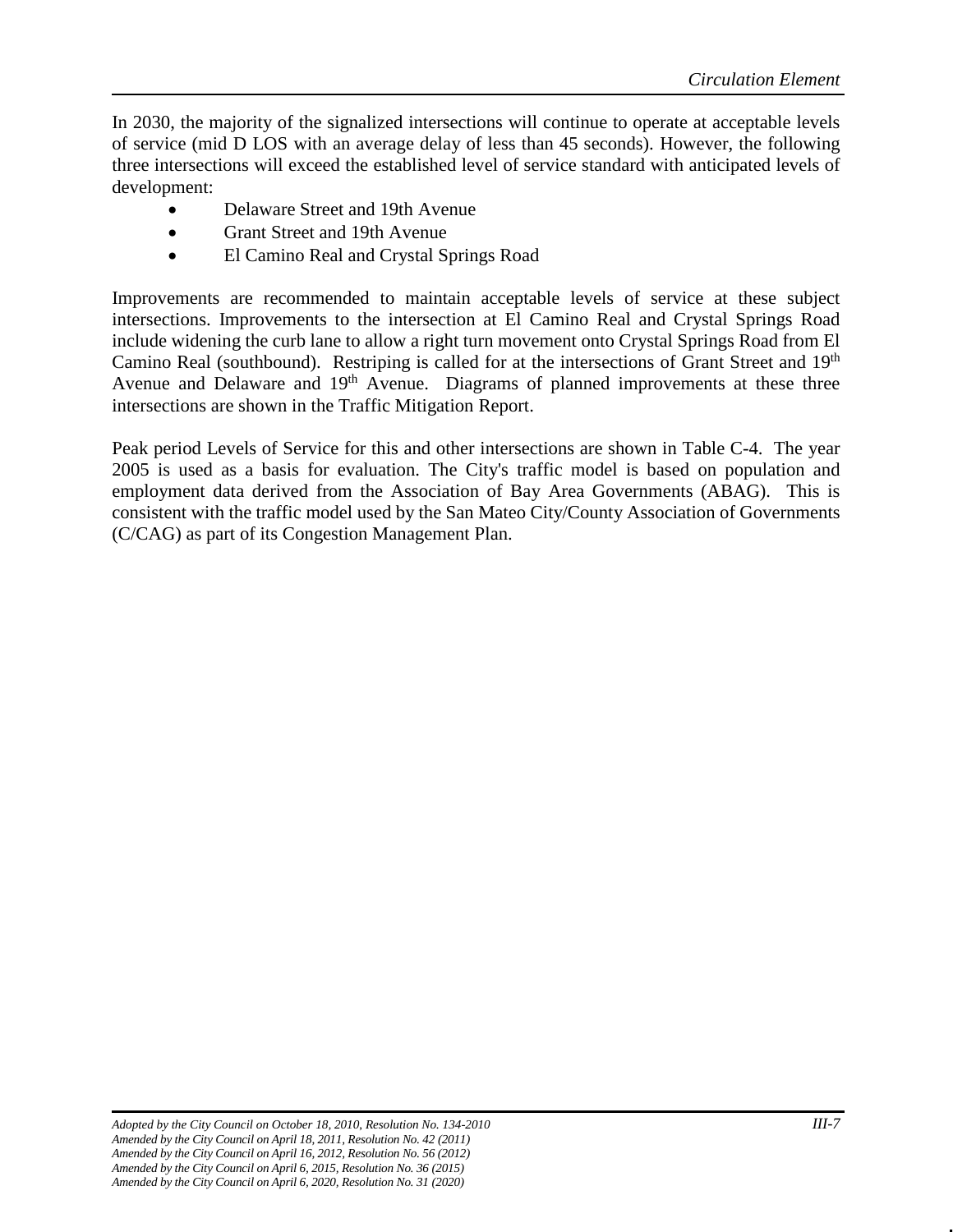In 2030, the majority of the signalized intersections will continue to operate at acceptable levels of service (mid D LOS with an average delay of less than 45 seconds). However, the following three intersections will exceed the established level of service standard with anticipated levels of development:

- Delaware Street and 19th Avenue
- Grant Street and 19th Avenue
- El Camino Real and Crystal Springs Road

Improvements are recommended to maintain acceptable levels of service at these subject intersections. Improvements to the intersection at El Camino Real and Crystal Springs Road include widening the curb lane to allow a right turn movement onto Crystal Springs Road from El Camino Real (southbound). Restriping is called for at the intersections of Grant Street and 19th Avenue and Delaware and 19th Avenue. Diagrams of planned improvements at these three intersections are shown in the Traffic Mitigation Report.

Peak period Levels of Service for this and other intersections are shown in Table C-4. The year 2005 is used as a basis for evaluation. The City's traffic model is based on population and employment data derived from the Association of Bay Area Governments (ABAG). This is consistent with the traffic model used by the San Mateo City/County Association of Governments (C/CAG) as part of its Congestion Management Plan.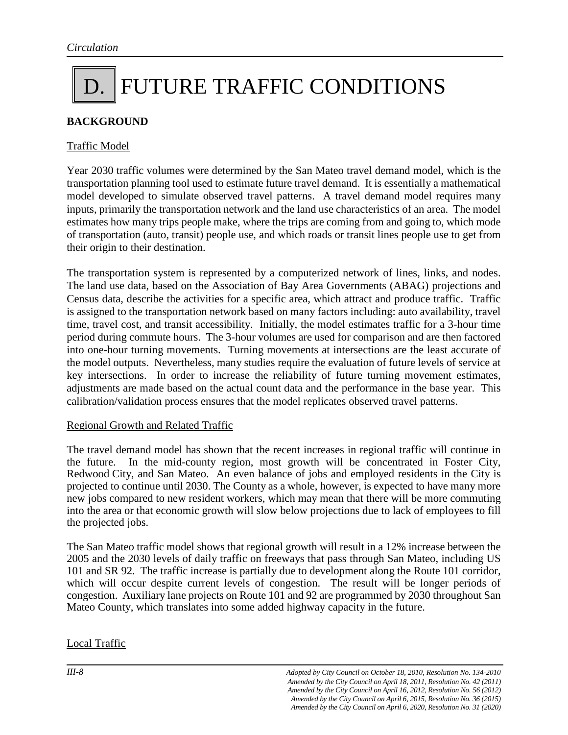# D. FUTURE TRAFFIC CONDITIONS

## BACKGROUND

### Traffic Model

Year 2030 traffic volumes were determined by the San Mateo travel demand model, which is the transportation planning tool used to estimate future travel demand. It is essentially a mathematical model developed to simulate observed travel patterns. A travel demand model requires many inputs, primarily the transportation network and the land use characteristics of an area. The model estimates how many trips people make, where the trips are coming from and going to, which mode of transportation (auto, transit) people use, and which roads or transit lines people use to get from their origin to their destination.

The transportation system is represented by a computerized network of lines, links, and nodes. The land use data, based on the Association of Bay Area Governments (ABAG) projections and Census data, describe the activities for a specific area, which attract and produce traffic. Traffic is assigned to the transportation network based on many factors including: auto availability, travel time, travel cost, and transit accessibility. Initially, the model estimates traffic for a 3-hour time period during commute hours. The 3-hour volumes are used for comparison and are then factored into one-hour turning movements. Turning movements at intersections are the least accurate of the model outputs. Nevertheless, many studies require the evaluation of future levels of service at key intersections. In order to increase the reliability of future turning movement estimates, adjustments are made based on the actual count data and the performance in the base year. This calibration/validation process ensures that the model replicates observed travel patterns.

### Regional Growth and Related Traffic

The travel demand model has shown that the recent increases in regional traffic will continue in the future. In the mid-county region, most growth will be concentrated in Foster City, Redwood City, and San Mateo. An even balance of jobs and employed residents in the City is projected to continue until 2030. The County as a whole, however, is expected to have many more new jobs compared to new resident workers, which may mean that there will be more commuting into the area or that economic growth will slow below projections due to lack of employees to fill the projected jobs.

The San Mateo traffic model shows that regional growth will result in a 12% increase between the 2005 and the 2030 levels of daily traffic on freeways that pass through San Mateo, including US 101 and SR 92. The traffic increase is partially due to development along the Route 101 corridor, which will occur despite current levels of congestion. The result will be longer periods of congestion. Auxiliary lane projects on Route 101 and 92 are programmed by 2030 throughout San Mateo County, which translates into some added highway capacity in the future.

### Local Traffic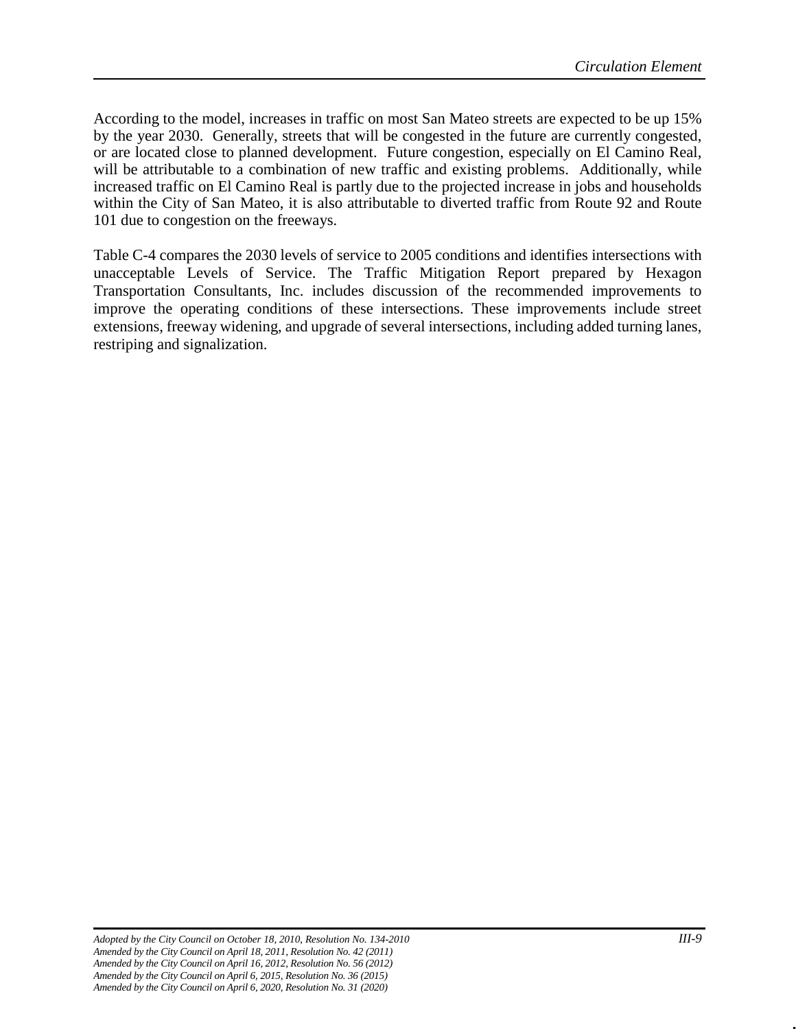According to the model, increases in traffic on most San Mateo streets are expected to be up 15% by the year 2030. Generally, streets that will be congested in the future are currently congested, or are located close to planned development. Future congestion, especially on El Camino Real, will be attributable to a combination of new traffic and existing problems. Additionally, while increased traffic on El Camino Real is partly due to the projected increase in jobs and households within the City of San Mateo, it is also attributable to diverted traffic from Route 92 and Route 101 due to congestion on the freeways.

Table C-4 compares the 2030 levels of service to 2005 conditions and identifies intersections with unacceptable Levels of Service. The Traffic Mitigation Report prepared by Hexagon Transportation Consultants, Inc. includes discussion of the recommended improvements to improve the operating conditions of these intersections. These improvements include street extensions, freeway widening, and upgrade of several intersections, including added turning lanes, restriping and signalization.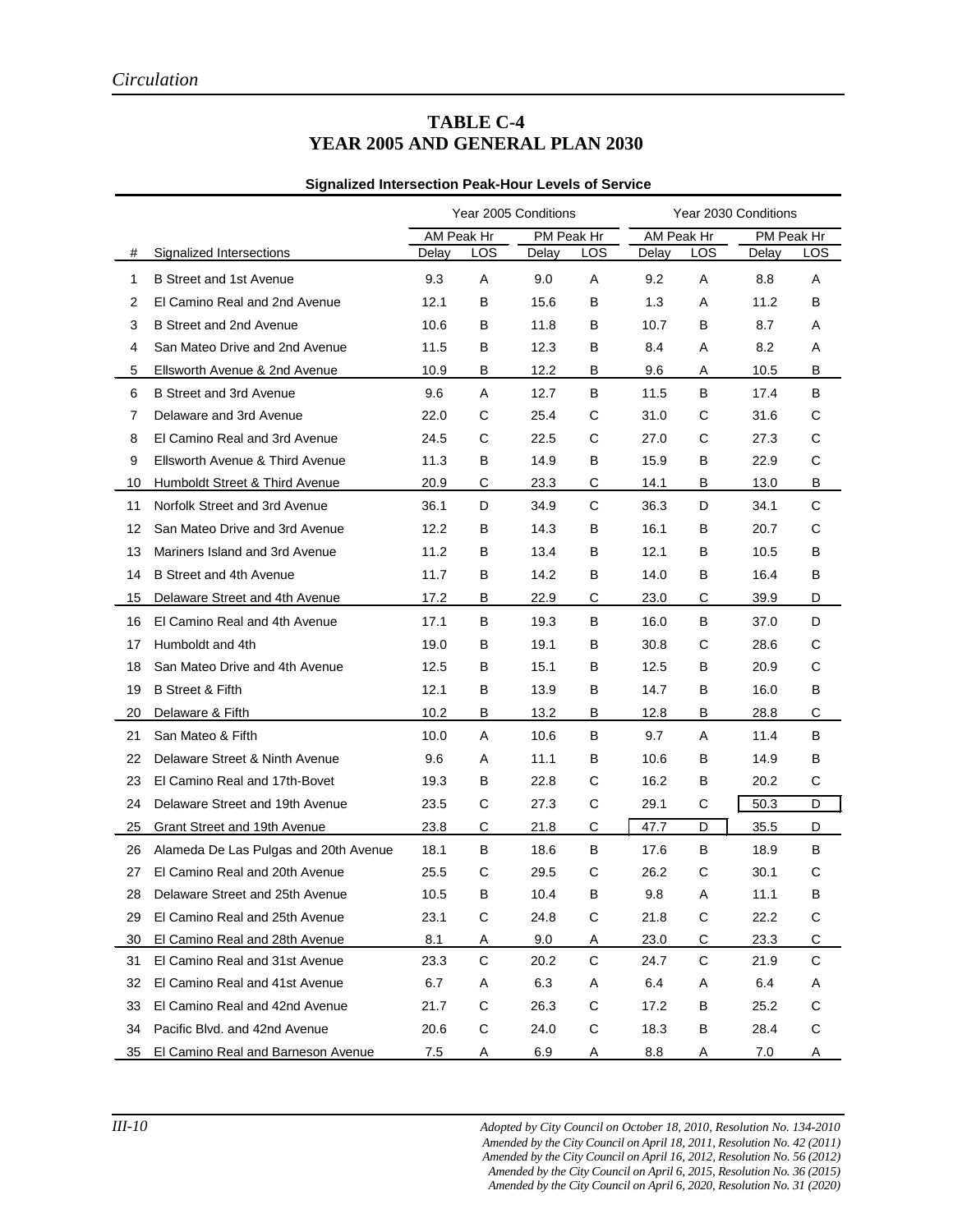*Circulation*

## TABLE C-4
## YEAR 2005 AND GENERAL PLAN 2030

**Signalized Intersection Peak-Hour Levels of Service**

| | | Year 2005 Conditions | | | | Year 2030 Conditions | | | |
|---|---|---|---|---|---|---|---|---|---|
| | | AM Peak Hr | | PM Peak Hr | | AM Peak Hr | | PM Peak Hr | |
| # | Signalized Intersections | Delay | LOS | Delay | LOS | Delay | LOS | Delay | LOS |
| 1 | B Street and 1st Avenue | 9.3 | A | 9.0 | A | 9.2 | A | 8.8 | A |
| 2 | El Camino Real and 2nd Avenue | 12.1 | B | 15.6 | B | 1.3 | A | 11.2 | B |
| 3 | B Street and 2nd Avenue | 10.6 | B | 11.8 | B | 10.7 | B | 8.7 | A |
| 4 | San Mateo Drive and 2nd Avenue | 11.5 | B | 12.3 | B | 8.4 | A | 8.2 | A |
| 5 | Ellsworth Avenue & 2nd Avenue | 10.9 | B | 12.2 | B | 9.6 | A | 10.5 | B |
| 6 | B Street and 3rd Avenue | 9.6 | A | 12.7 | B | 11.5 | B | 17.4 | B |
| 7 | Delaware and 3rd Avenue | 22.0 | C | 25.4 | C | 31.0 | C | 31.6 | C |
| 8 | El Camino Real and 3rd Avenue | 24.5 | C | 22.5 | C | 27.0 | C | 27.3 | C |
| 9 | Ellsworth Avenue & Third Avenue | 11.3 | B | 14.9 | B | 15.9 | B | 22.9 | C |
| 10 | Humboldt Street & Third Avenue | 20.9 | C | 23.3 | C | 14.1 | B | 13.0 | B |
| 11 | Norfolk Street and 3rd Avenue | 36.1 | D | 34.9 | C | 36.3 | D | 34.1 | C |
| 12 | San Mateo Drive and 3rd Avenue | 12.2 | B | 14.3 | B | 16.1 | B | 20.7 | C |
| 13 | Mariners Island and 3rd Avenue | 11.2 | B | 13.4 | B | 12.1 | B | 10.5 | B |
| 14 | B Street and 4th Avenue | 11.7 | B | 14.2 | B | 14.0 | B | 16.4 | B |
| 15 | Delaware Street and 4th Avenue | 17.2 | B | 22.9 | C | 23.0 | C | 39.9 | D |
| 16 | El Camino Real and 4th Avenue | 17.1 | B | 19.3 | B | 16.0 | B | 37.0 | D |
| 17 | Humboldt and 4th | 19.0 | B | 19.1 | B | 30.8 | C | 28.6 | C |
| 18 | San Mateo Drive and 4th Avenue | 12.5 | B | 15.1 | B | 12.5 | B | 20.9 | C |
| 19 | B Street & Fifth | 12.1 | B | 13.9 | B | 14.7 | B | 16.0 | B |
| 20 | Delaware & Fifth | 10.2 | B | 13.2 | B | 12.8 | B | 28.8 | C |
| 21 | San Mateo & Fifth | 10.0 | A | 10.6 | B | 9.7 | A | 11.4 | B |
| 22 | Delaware Street & Ninth Avenue | 9.6 | A | 11.1 | B | 10.6 | B | 14.9 | B |
| 23 | El Camino Real and 17th-Bovet | 19.3 | B | 22.8 | C | 16.2 | B | 20.2 | C |
| 24 | Delaware Street and 19th Avenue | 23.5 | C | 27.3 | C | 29.1 | C | 50.3 | D |
| 25 | Grant Street and 19th Avenue | 23.8 | C | 21.8 | C | 47.7 | D | 35.5 | D |
| 26 | Alameda De Las Pulgas and 20th Avenue | 18.1 | B | 18.6 | B | 17.6 | B | 18.9 | B |
| 27 | El Camino Real and 20th Avenue | 25.5 | C | 29.5 | C | 26.2 | C | 30.1 | C |
| 28 | Delaware Street and 25th Avenue | 10.5 | B | 10.4 | B | 9.8 | A | 11.1 | B |
| 29 | El Camino Real and 25th Avenue | 23.1 | C | 24.8 | C | 21.8 | C | 22.2 | C |
| 30 | El Camino Real and 28th Avenue | 8.1 | A | 9.0 | A | 23.0 | C | 23.3 | C |
| 31 | El Camino Real and 31st Avenue | 23.3 | C | 20.2 | C | 24.7 | C | 21.9 | C |
| 32 | El Camino Real and 41st Avenue | 6.7 | A | 6.3 | A | 6.4 | A | 6.4 | A |
| 33 | El Camino Real and 42nd Avenue | 21.7 | C | 26.3 | C | 17.2 | B | 25.2 | C |
| 34 | Pacific Blvd. and 42nd Avenue | 20.6 | C | 24.0 | C | 18.3 | B | 28.4 | C |
| 35 | El Camino Real and Barneson Avenue | 7.5 | A | 6.9 | A | 8.8 | A | 7.0 | A |

*Adopted by City Council on October 18, 2010, Resolution No. 134-2010*
*Amended by the City Council on April 18, 2011, Resolution No. 42 (2011)*
*Amended by the City Council on April 16, 2012, Resolution No. 56 (2012)*
*Amended by the City Council on April 6, 2015, Resolution No. 36 (2015)*
*Amended by the City Council on April 6, 2020, Resolution No. 31 (2020)*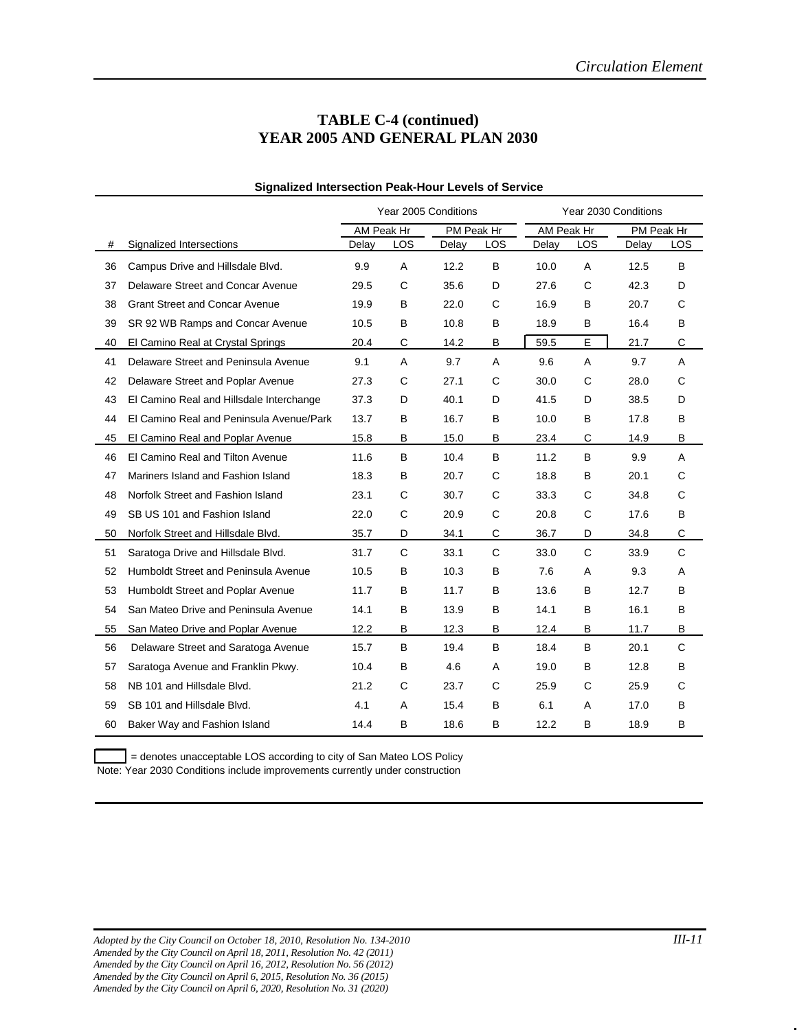# TABLE C-4 (continued)
# YEAR 2005 AND GENERAL PLAN 2030

**Signalized Intersection Peak-Hour Levels of Service**

| | | Year 2005 Conditions | | | | Year 2030 Conditions | | | |
|---|---|---|---|---|---|---|---|---|---|
| | | AM Peak Hr | | PM Peak Hr | | AM Peak Hr | | PM Peak Hr | |
| # | Signalized Intersections | Delay | LOS | Delay | LOS | Delay | LOS | Delay | LOS |
| 36 | Campus Drive and Hillsdale Blvd. | 9.9 | A | 12.2 | B | 10.0 | A | 12.5 | B |
| 37 | Delaware Street and Concar Avenue | 29.5 | C | 35.6 | D | 27.6 | C | 42.3 | D |
| 38 | Grant Street and Concar Avenue | 19.9 | B | 22.0 | C | 16.9 | B | 20.7 | C |
| 39 | SR 92 WB Ramps and Concar Avenue | 10.5 | B | 10.8 | B | 18.9 | B | 16.4 | B |
| 40 | El Camino Real at Crystal Springs | 20.4 | C | 14.2 | B | 59.5 | E | 21.7 | C |
| 41 | Delaware Street and Peninsula Avenue | 9.1 | A | 9.7 | A | 9.6 | A | 9.7 | A |
| 42 | Delaware Street and Poplar Avenue | 27.3 | C | 27.1 | C | 30.0 | C | 28.0 | C |
| 43 | El Camino Real and Hillsdale Interchange | 37.3 | D | 40.1 | D | 41.5 | D | 38.5 | D |
| 44 | El Camino Real and Peninsula Avenue/Park | 13.7 | B | 16.7 | B | 10.0 | B | 17.8 | B |
| 45 | El Camino Real and Poplar Avenue | 15.8 | B | 15.0 | B | 23.4 | C | 14.9 | B |
| 46 | El Camino Real and Tilton Avenue | 11.6 | B | 10.4 | B | 11.2 | B | 9.9 | A |
| 47 | Mariners Island and Fashion Island | 18.3 | B | 20.7 | C | 18.8 | B | 20.1 | C |
| 48 | Norfolk Street and Fashion Island | 23.1 | C | 30.7 | C | 33.3 | C | 34.8 | C |
| 49 | SB US 101 and Fashion Island | 22.0 | C | 20.9 | C | 20.8 | C | 17.6 | B |
| 50 | Norfolk Street and Hillsdale Blvd. | 35.7 | D | 34.1 | C | 36.7 | D | 34.8 | C |
| 51 | Saratoga Drive and Hillsdale Blvd. | 31.7 | C | 33.1 | C | 33.0 | C | 33.9 | C |
| 52 | Humboldt Street and Peninsula Avenue | 10.5 | B | 10.3 | B | 7.6 | A | 9.3 | A |
| 53 | Humboldt Street and Poplar Avenue | 11.7 | B | 11.7 | B | 13.6 | B | 12.7 | B |
| 54 | San Mateo Drive and Peninsula Avenue | 14.1 | B | 13.9 | B | 14.1 | B | 16.1 | B |
| 55 | San Mateo Drive and Poplar Avenue | 12.2 | B | 12.3 | B | 12.4 | B | 11.7 | B |
| 56 | Delaware Street and Saratoga Avenue | 15.7 | B | 19.4 | B | 18.4 | B | 20.1 | C |
| 57 | Saratoga Avenue and Franklin Pkwy. | 10.4 | B | 4.6 | A | 19.0 | B | 12.8 | B |
| 58 | NB 101 and Hillsdale Blvd. | 21.2 | C | 23.7 | C | 25.9 | C | 25.9 | C |
| 59 | SB 101 and Hillsdale Blvd. | 4.1 | A | 15.4 | B | 6.1 | A | 17.0 | B |
| 60 | Baker Way and Fashion Island | 14.4 | B | 18.6 | B | 12.2 | B | 18.9 | B |

[ ] = denotes unacceptable LOS according to city of San Mateo LOS Policy

Note: Year 2030 Conditions include improvements currently under construction

*Adopted by the City Council on October 18, 2010, Resolution No. 134-2010*
*Amended by the City Council on April 18, 2011, Resolution No. 42 (2011)*
*Amended by the City Council on April 16, 2012, Resolution No. 56 (2012)*
*Amended by the City Council on April 6, 2015, Resolution No. 36 (2015)*
*Amended by the City Council on April 6, 2020, Resolution No. 31 (2020)*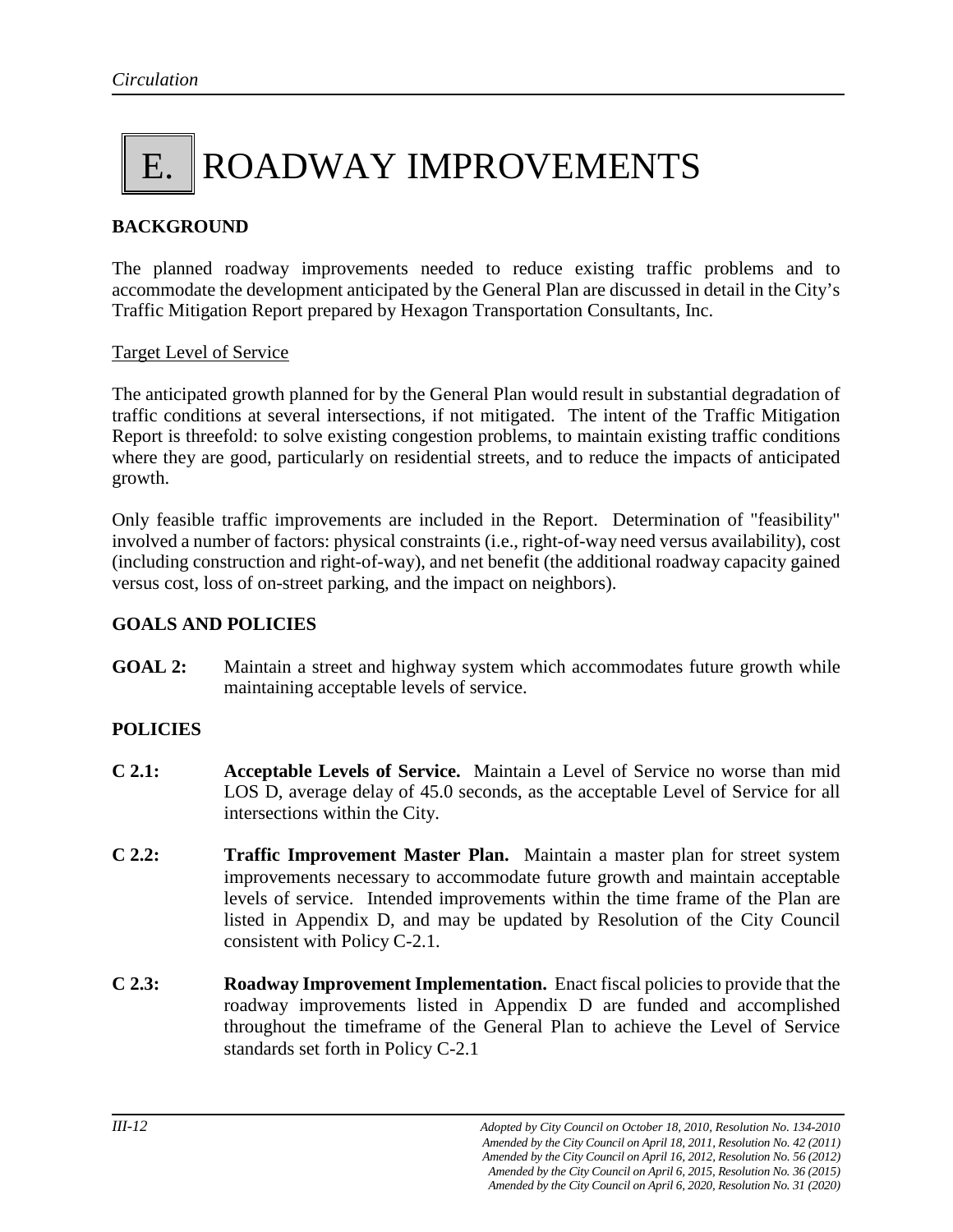# E. ROADWAY IMPROVEMENTS

## BACKGROUND

The planned roadway improvements needed to reduce existing traffic problems and to accommodate the development anticipated by the General Plan are discussed in detail in the City's Traffic Mitigation Report prepared by Hexagon Transportation Consultants, Inc.

Target Level of Service

The anticipated growth planned for by the General Plan would result in substantial degradation of traffic conditions at several intersections, if not mitigated. The intent of the Traffic Mitigation Report is threefold: to solve existing congestion problems, to maintain existing traffic conditions where they are good, particularly on residential streets, and to reduce the impacts of anticipated growth.

Only feasible traffic improvements are included in the Report. Determination of "feasibility" involved a number of factors: physical constraints (i.e., right-of-way need versus availability), cost (including construction and right-of-way), and net benefit (the additional roadway capacity gained versus cost, loss of on-street parking, and the impact on neighbors).

## GOALS AND POLICIES

**GOAL 2:** Maintain a street and highway system which accommodates future growth while maintaining acceptable levels of service.

## POLICIES

**C 2.1:** **Acceptable Levels of Service.** Maintain a Level of Service no worse than mid LOS D, average delay of 45.0 seconds, as the acceptable Level of Service for all intersections within the City.

**C 2.2:** **Traffic Improvement Master Plan.** Maintain a master plan for street system improvements necessary to accommodate future growth and maintain acceptable levels of service. Intended improvements within the time frame of the Plan are listed in Appendix D, and may be updated by Resolution of the City Council consistent with Policy C-2.1.

**C 2.3:** **Roadway Improvement Implementation.** Enact fiscal policies to provide that the roadway improvements listed in Appendix D are funded and accomplished throughout the timeframe of the General Plan to achieve the Level of Service standards set forth in Policy C-2.1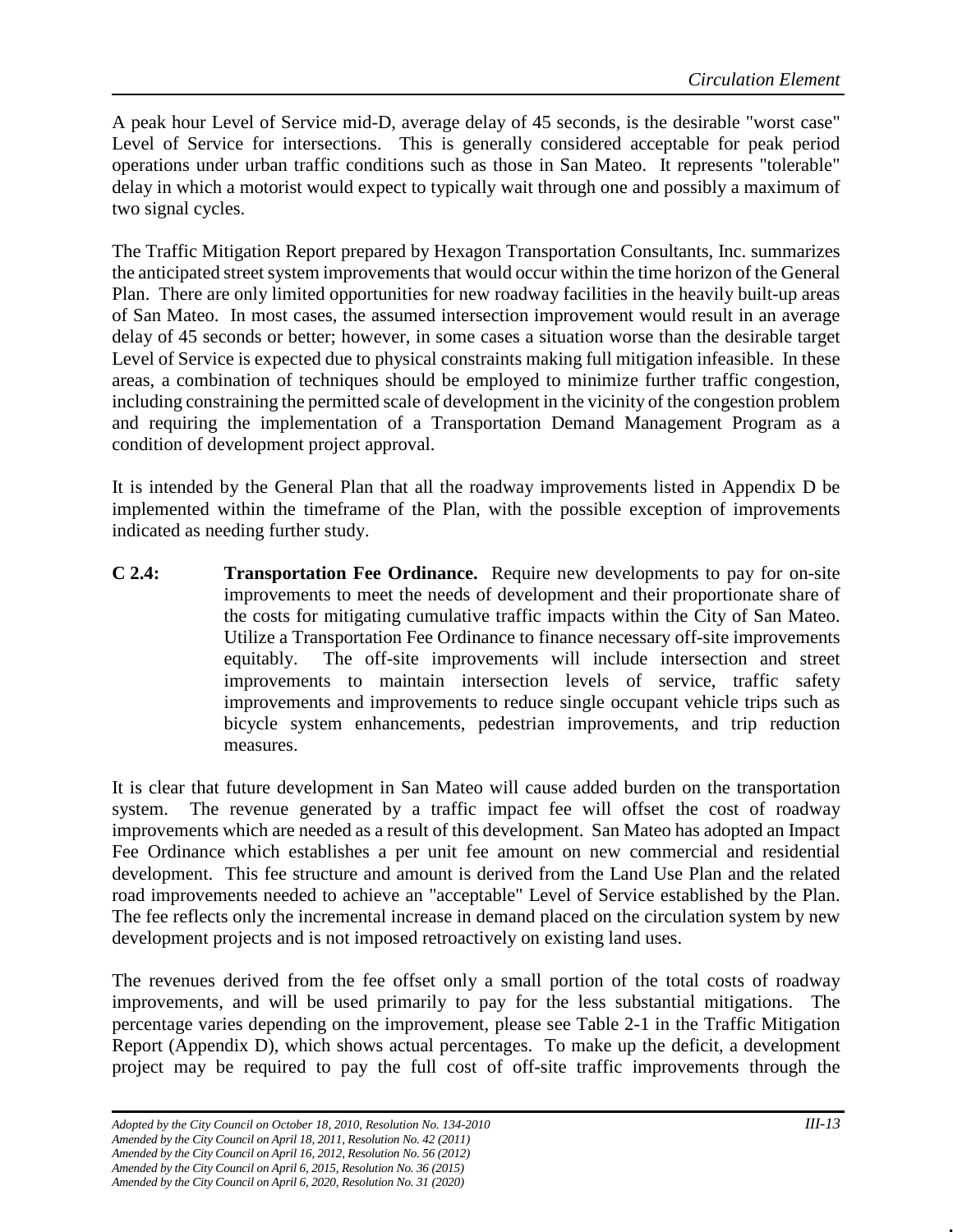A peak hour Level of Service mid-D, average delay of 45 seconds, is the desirable "worst case" Level of Service for intersections. This is generally considered acceptable for peak period operations under urban traffic conditions such as those in San Mateo. It represents "tolerable" delay in which a motorist would expect to typically wait through one and possibly a maximum of two signal cycles.

The Traffic Mitigation Report prepared by Hexagon Transportation Consultants, Inc. summarizes the anticipated street system improvements that would occur within the time horizon of the General Plan. There are only limited opportunities for new roadway facilities in the heavily built-up areas of San Mateo. In most cases, the assumed intersection improvement would result in an average delay of 45 seconds or better; however, in some cases a situation worse than the desirable target Level of Service is expected due to physical constraints making full mitigation infeasible. In these areas, a combination of techniques should be employed to minimize further traffic congestion, including constraining the permitted scale of development in the vicinity of the congestion problem and requiring the implementation of a Transportation Demand Management Program as a condition of development project approval.

It is intended by the General Plan that all the roadway improvements listed in Appendix D be implemented within the timeframe of the Plan, with the possible exception of improvements indicated as needing further study.

**C 2.4:** **Transportation Fee Ordinance.** Require new developments to pay for on-site improvements to meet the needs of development and their proportionate share of the costs for mitigating cumulative traffic impacts within the City of San Mateo. Utilize a Transportation Fee Ordinance to finance necessary off-site improvements equitably. The off-site improvements will include intersection and street improvements to maintain intersection levels of service, traffic safety improvements and improvements to reduce single occupant vehicle trips such as bicycle system enhancements, pedestrian improvements, and trip reduction measures.

It is clear that future development in San Mateo will cause added burden on the transportation system. The revenue generated by a traffic impact fee will offset the cost of roadway improvements which are needed as a result of this development. San Mateo has adopted an Impact Fee Ordinance which establishes a per unit fee amount on new commercial and residential development. This fee structure and amount is derived from the Land Use Plan and the related road improvements needed to achieve an "acceptable" Level of Service established by the Plan. The fee reflects only the incremental increase in demand placed on the circulation system by new development projects and is not imposed retroactively on existing land uses.

The revenues derived from the fee offset only a small portion of the total costs of roadway improvements, and will be used primarily to pay for the less substantial mitigations. The percentage varies depending on the improvement, please see Table 2-1 in the Traffic Mitigation Report (Appendix D), which shows actual percentages. To make up the deficit, a development project may be required to pay the full cost of off-site traffic improvements through the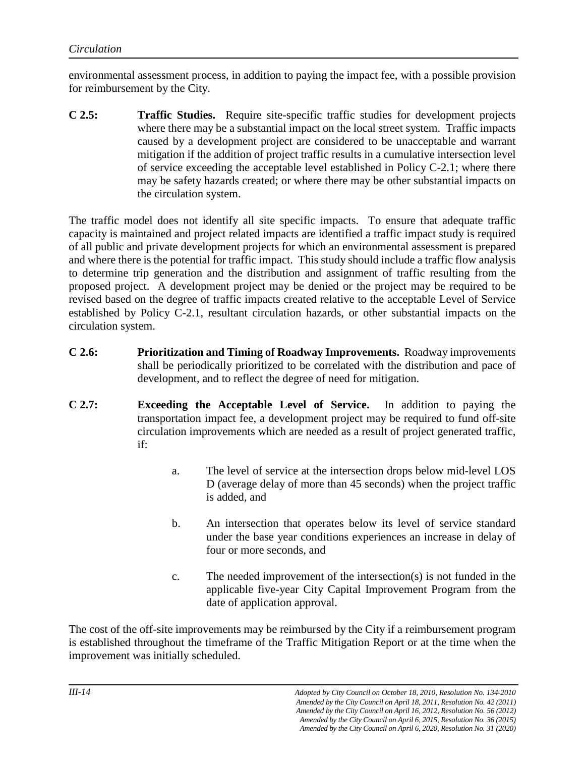environmental assessment process, in addition to paying the impact fee, with a possible provision for reimbursement by the City.

**C 2.5:** **Traffic Studies.** Require site-specific traffic studies for development projects where there may be a substantial impact on the local street system. Traffic impacts caused by a development project are considered to be unacceptable and warrant mitigation if the addition of project traffic results in a cumulative intersection level of service exceeding the acceptable level established in Policy C-2.1; where there may be safety hazards created; or where there may be other substantial impacts on the circulation system.

The traffic model does not identify all site specific impacts. To ensure that adequate traffic capacity is maintained and project related impacts are identified a traffic impact study is required of all public and private development projects for which an environmental assessment is prepared and where there is the potential for traffic impact. This study should include a traffic flow analysis to determine trip generation and the distribution and assignment of traffic resulting from the proposed project. A development project may be denied or the project may be required to be revised based on the degree of traffic impacts created relative to the acceptable Level of Service established by Policy C-2.1, resultant circulation hazards, or other substantial impacts on the circulation system.

**C 2.6:** **Prioritization and Timing of Roadway Improvements.** Roadway improvements shall be periodically prioritized to be correlated with the distribution and pace of development, and to reflect the degree of need for mitigation.

**C 2.7:** **Exceeding the Acceptable Level of Service.** In addition to paying the transportation impact fee, a development project may be required to fund off-site circulation improvements which are needed as a result of project generated traffic, if:

a. The level of service at the intersection drops below mid-level LOS D (average delay of more than 45 seconds) when the project traffic is added, and

b. An intersection that operates below its level of service standard under the base year conditions experiences an increase in delay of four or more seconds, and

c. The needed improvement of the intersection(s) is not funded in the applicable five-year City Capital Improvement Program from the date of application approval.

The cost of the off-site improvements may be reimbursed by the City if a reimbursement program is established throughout the timeframe of the Traffic Mitigation Report or at the time when the improvement was initially scheduled.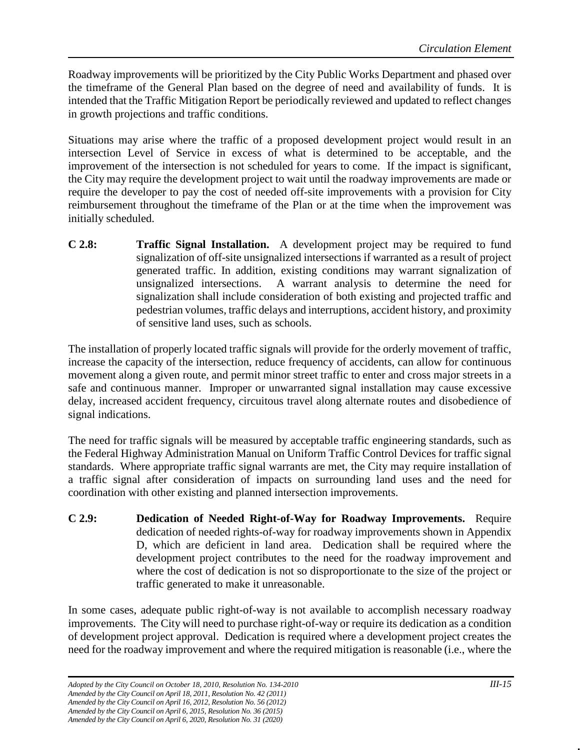Roadway improvements will be prioritized by the City Public Works Department and phased over the timeframe of the General Plan based on the degree of need and availability of funds. It is intended that the Traffic Mitigation Report be periodically reviewed and updated to reflect changes in growth projections and traffic conditions.

Situations may arise where the traffic of a proposed development project would result in an intersection Level of Service in excess of what is determined to be acceptable, and the improvement of the intersection is not scheduled for years to come. If the impact is significant, the City may require the development project to wait until the roadway improvements are made or require the developer to pay the cost of needed off-site improvements with a provision for City reimbursement throughout the timeframe of the Plan or at the time when the improvement was initially scheduled.

**C 2.8:** **Traffic Signal Installation.** A development project may be required to fund signalization of off-site unsignalized intersections if warranted as a result of project generated traffic. In addition, existing conditions may warrant signalization of unsignalized intersections. A warrant analysis to determine the need for signalization shall include consideration of both existing and projected traffic and pedestrian volumes, traffic delays and interruptions, accident history, and proximity of sensitive land uses, such as schools.

The installation of properly located traffic signals will provide for the orderly movement of traffic, increase the capacity of the intersection, reduce frequency of accidents, can allow for continuous movement along a given route, and permit minor street traffic to enter and cross major streets in a safe and continuous manner. Improper or unwarranted signal installation may cause excessive delay, increased accident frequency, circuitous travel along alternate routes and disobedience of signal indications.

The need for traffic signals will be measured by acceptable traffic engineering standards, such as the Federal Highway Administration Manual on Uniform Traffic Control Devices for traffic signal standards. Where appropriate traffic signal warrants are met, the City may require installation of a traffic signal after consideration of impacts on surrounding land uses and the need for coordination with other existing and planned intersection improvements.

**C 2.9:** **Dedication of Needed Right-of-Way for Roadway Improvements.** Require dedication of needed rights-of-way for roadway improvements shown in Appendix D, which are deficient in land area. Dedication shall be required where the development project contributes to the need for the roadway improvement and where the cost of dedication is not so disproportionate to the size of the project or traffic generated to make it unreasonable.

In some cases, adequate public right-of-way is not available to accomplish necessary roadway improvements. The City will need to purchase right-of-way or require its dedication as a condition of development project approval. Dedication is required where a development project creates the need for the roadway improvement and where the required mitigation is reasonable (i.e., where the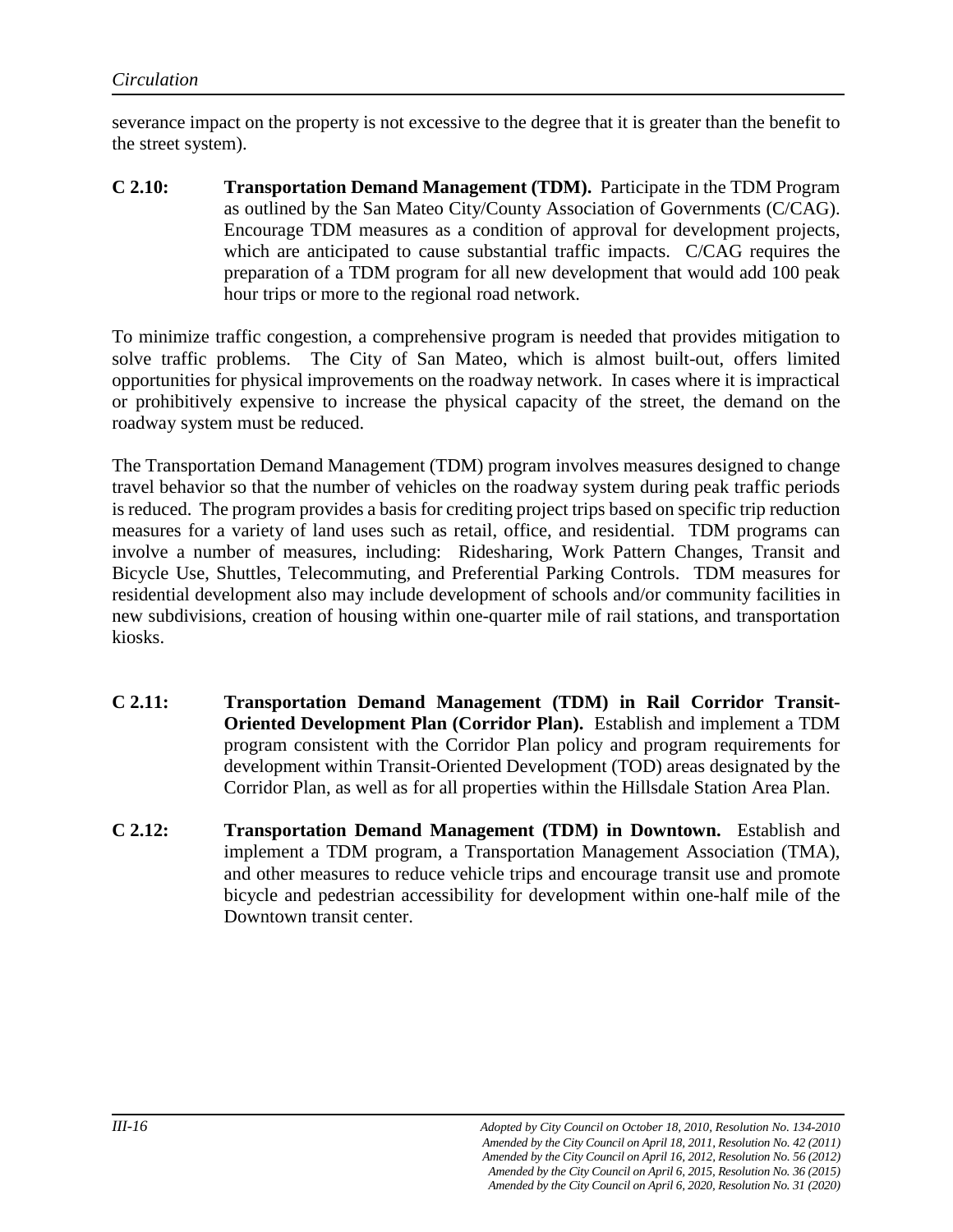severance impact on the property is not excessive to the degree that it is greater than the benefit to the street system).

**C 2.10:** **Transportation Demand Management (TDM).** Participate in the TDM Program as outlined by the San Mateo City/County Association of Governments (C/CAG). Encourage TDM measures as a condition of approval for development projects, which are anticipated to cause substantial traffic impacts. C/CAG requires the preparation of a TDM program for all new development that would add 100 peak hour trips or more to the regional road network.

To minimize traffic congestion, a comprehensive program is needed that provides mitigation to solve traffic problems. The City of San Mateo, which is almost built-out, offers limited opportunities for physical improvements on the roadway network. In cases where it is impractical or prohibitively expensive to increase the physical capacity of the street, the demand on the roadway system must be reduced.

The Transportation Demand Management (TDM) program involves measures designed to change travel behavior so that the number of vehicles on the roadway system during peak traffic periods is reduced. The program provides a basis for crediting project trips based on specific trip reduction measures for a variety of land uses such as retail, office, and residential. TDM programs can involve a number of measures, including: Ridesharing, Work Pattern Changes, Transit and Bicycle Use, Shuttles, Telecommuting, and Preferential Parking Controls. TDM measures for residential development also may include development of schools and/or community facilities in new subdivisions, creation of housing within one-quarter mile of rail stations, and transportation kiosks.

**C 2.11:** **Transportation Demand Management (TDM) in Rail Corridor Transit-Oriented Development Plan (Corridor Plan).** Establish and implement a TDM program consistent with the Corridor Plan policy and program requirements for development within Transit-Oriented Development (TOD) areas designated by the Corridor Plan, as well as for all properties within the Hillsdale Station Area Plan.

**C 2.12:** **Transportation Demand Management (TDM) in Downtown.** Establish and implement a TDM program, a Transportation Management Association (TMA), and other measures to reduce vehicle trips and encourage transit use and promote bicycle and pedestrian accessibility for development within one-half mile of the Downtown transit center.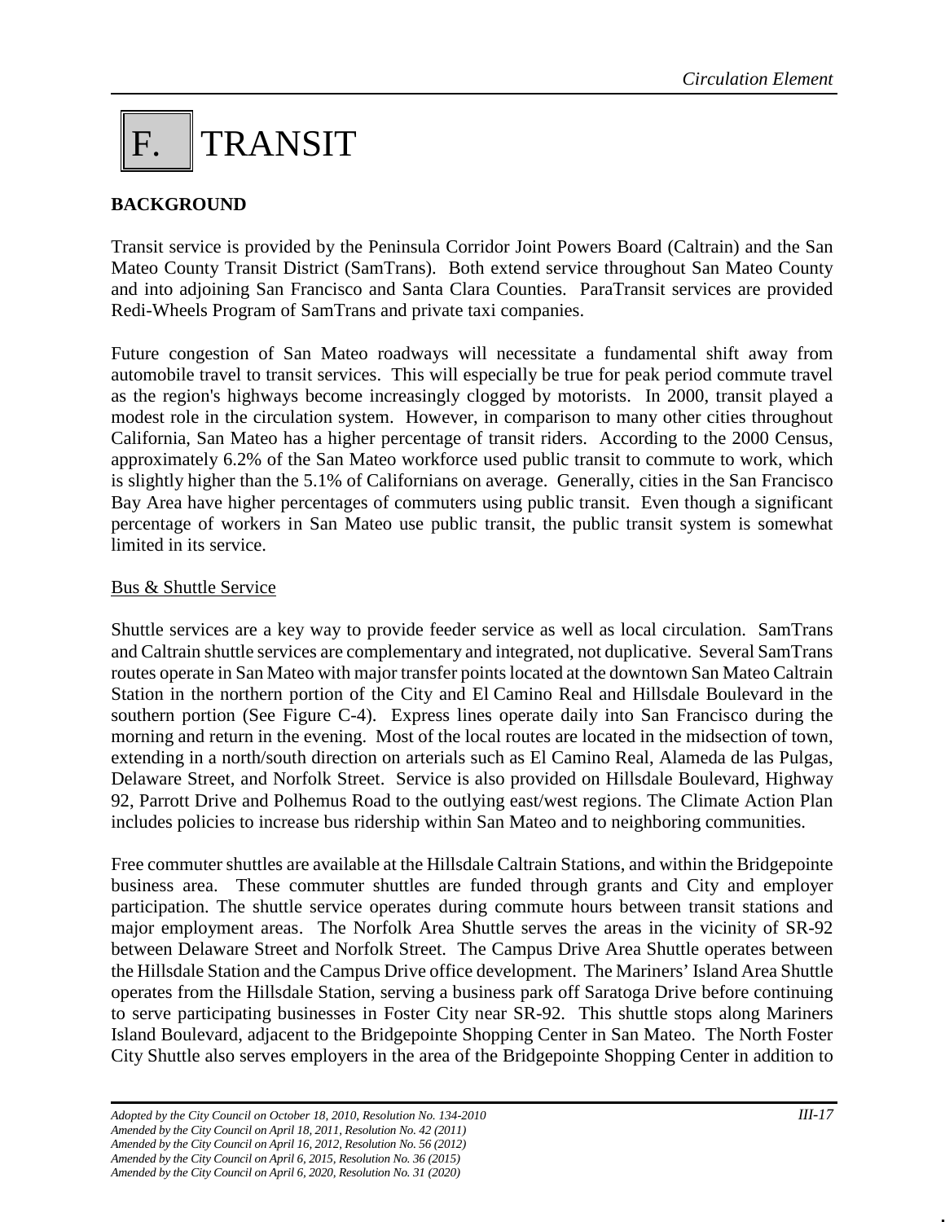# F. TRANSIT

## BACKGROUND

Transit service is provided by the Peninsula Corridor Joint Powers Board (Caltrain) and the San Mateo County Transit District (SamTrans). Both extend service throughout San Mateo County and into adjoining San Francisco and Santa Clara Counties. ParaTransit services are provided Redi-Wheels Program of SamTrans and private taxi companies.

Future congestion of San Mateo roadways will necessitate a fundamental shift away from automobile travel to transit services. This will especially be true for peak period commute travel as the region's highways become increasingly clogged by motorists. In 2000, transit played a modest role in the circulation system. However, in comparison to many other cities throughout California, San Mateo has a higher percentage of transit riders. According to the 2000 Census, approximately 6.2% of the San Mateo workforce used public transit to commute to work, which is slightly higher than the 5.1% of Californians on average. Generally, cities in the San Francisco Bay Area have higher percentages of commuters using public transit. Even though a significant percentage of workers in San Mateo use public transit, the public transit system is somewhat limited in its service.

### Bus & Shuttle Service

Shuttle services are a key way to provide feeder service as well as local circulation. SamTrans and Caltrain shuttle services are complementary and integrated, not duplicative. Several SamTrans routes operate in San Mateo with major transfer points located at the downtown San Mateo Caltrain Station in the northern portion of the City and El Camino Real and Hillsdale Boulevard in the southern portion (See Figure C-4). Express lines operate daily into San Francisco during the morning and return in the evening. Most of the local routes are located in the midsection of town, extending in a north/south direction on arterials such as El Camino Real, Alameda de las Pulgas, Delaware Street, and Norfolk Street. Service is also provided on Hillsdale Boulevard, Highway 92, Parrott Drive and Polhemus Road to the outlying east/west regions. The Climate Action Plan includes policies to increase bus ridership within San Mateo and to neighboring communities.

Free commuter shuttles are available at the Hillsdale Caltrain Stations, and within the Bridgepointe business area. These commuter shuttles are funded through grants and City and employer participation. The shuttle service operates during commute hours between transit stations and major employment areas. The Norfolk Area Shuttle serves the areas in the vicinity of SR-92 between Delaware Street and Norfolk Street. The Campus Drive Area Shuttle operates between the Hillsdale Station and the Campus Drive office development. The Mariners' Island Area Shuttle operates from the Hillsdale Station, serving a business park off Saratoga Drive before continuing to serve participating businesses in Foster City near SR-92. This shuttle stops along Mariners Island Boulevard, adjacent to the Bridgepointe Shopping Center in San Mateo. The North Foster City Shuttle also serves employers in the area of the Bridgepointe Shopping Center in addition to

*Adopted by the City Council on October 18, 2010, Resolution No. 134-2010*
*Amended by the City Council on April 18, 2011, Resolution No. 42 (2011)*
*Amended by the City Council on April 16, 2012, Resolution No. 56 (2012)*
*Amended by the City Council on April 6, 2015, Resolution No. 36 (2015)*
*Amended by the City Council on April 6, 2020, Resolution No. 31 (2020)*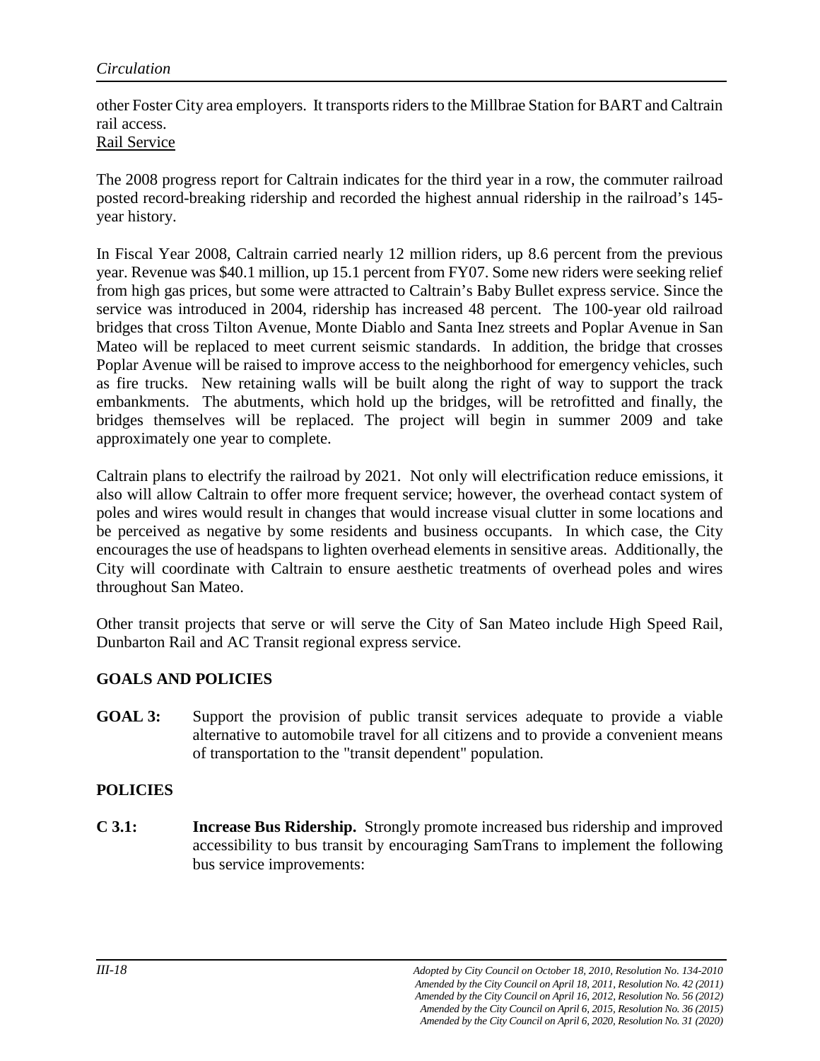other Foster City area employers. It transports riders to the Millbrae Station for BART and Caltrain rail access.

Rail Service

The 2008 progress report for Caltrain indicates for the third year in a row, the commuter railroad posted record-breaking ridership and recorded the highest annual ridership in the railroad's 145-year history.

In Fiscal Year 2008, Caltrain carried nearly 12 million riders, up 8.6 percent from the previous year. Revenue was $40.1 million, up 15.1 percent from FY07. Some new riders were seeking relief from high gas prices, but some were attracted to Caltrain's Baby Bullet express service. Since the service was introduced in 2004, ridership has increased 48 percent. The 100-year old railroad bridges that cross Tilton Avenue, Monte Diablo and Santa Inez streets and Poplar Avenue in San Mateo will be replaced to meet current seismic standards. In addition, the bridge that crosses Poplar Avenue will be raised to improve access to the neighborhood for emergency vehicles, such as fire trucks. New retaining walls will be built along the right of way to support the track embankments. The abutments, which hold up the bridges, will be retrofitted and finally, the bridges themselves will be replaced. The project will begin in summer 2009 and take approximately one year to complete.

Caltrain plans to electrify the railroad by 2021. Not only will electrification reduce emissions, it also will allow Caltrain to offer more frequent service; however, the overhead contact system of poles and wires would result in changes that would increase visual clutter in some locations and be perceived as negative by some residents and business occupants. In which case, the City encourages the use of headspans to lighten overhead elements in sensitive areas. Additionally, the City will coordinate with Caltrain to ensure aesthetic treatments of overhead poles and wires throughout San Mateo.

Other transit projects that serve or will serve the City of San Mateo include High Speed Rail, Dunbarton Rail and AC Transit regional express service.

## GOALS AND POLICIES

**GOAL 3:** Support the provision of public transit services adequate to provide a viable alternative to automobile travel for all citizens and to provide a convenient means of transportation to the "transit dependent" population.

## POLICIES

**C 3.1:** **Increase Bus Ridership.** Strongly promote increased bus ridership and improved accessibility to bus transit by encouraging SamTrans to implement the following bus service improvements: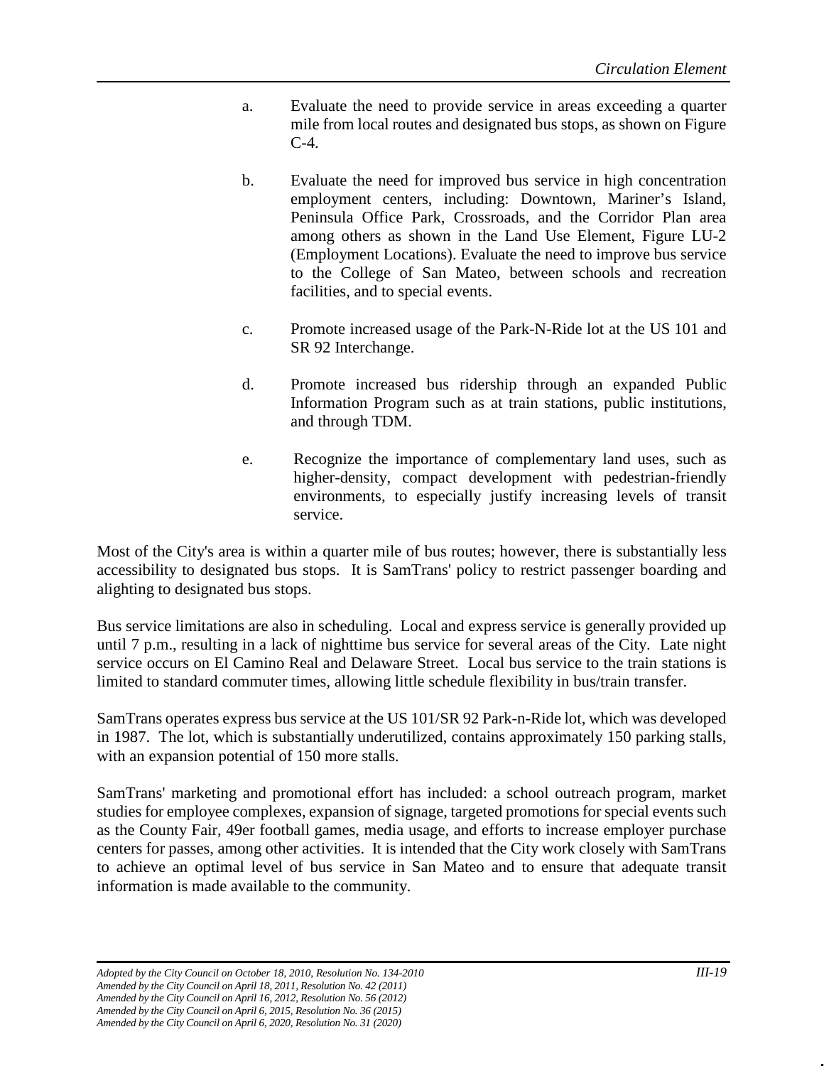a. Evaluate the need to provide service in areas exceeding a quarter mile from local routes and designated bus stops, as shown on Figure C-4.

b. Evaluate the need for improved bus service in high concentration employment centers, including: Downtown, Mariner's Island, Peninsula Office Park, Crossroads, and the Corridor Plan area among others as shown in the Land Use Element, Figure LU-2 (Employment Locations). Evaluate the need to improve bus service to the College of San Mateo, between schools and recreation facilities, and to special events.

c. Promote increased usage of the Park-N-Ride lot at the US 101 and SR 92 Interchange.

d. Promote increased bus ridership through an expanded Public Information Program such as at train stations, public institutions, and through TDM.

e. Recognize the importance of complementary land uses, such as higher-density, compact development with pedestrian-friendly environments, to especially justify increasing levels of transit service.

Most of the City's area is within a quarter mile of bus routes; however, there is substantially less accessibility to designated bus stops. It is SamTrans' policy to restrict passenger boarding and alighting to designated bus stops.

Bus service limitations are also in scheduling. Local and express service is generally provided up until 7 p.m., resulting in a lack of nighttime bus service for several areas of the City. Late night service occurs on El Camino Real and Delaware Street. Local bus service to the train stations is limited to standard commuter times, allowing little schedule flexibility in bus/train transfer.

SamTrans operates express bus service at the US 101/SR 92 Park-n-Ride lot, which was developed in 1987. The lot, which is substantially underutilized, contains approximately 150 parking stalls, with an expansion potential of 150 more stalls.

SamTrans' marketing and promotional effort has included: a school outreach program, market studies for employee complexes, expansion of signage, targeted promotions for special events such as the County Fair, 49er football games, media usage, and efforts to increase employer purchase centers for passes, among other activities. It is intended that the City work closely with SamTrans to achieve an optimal level of bus service in San Mateo and to ensure that adequate transit information is made available to the community.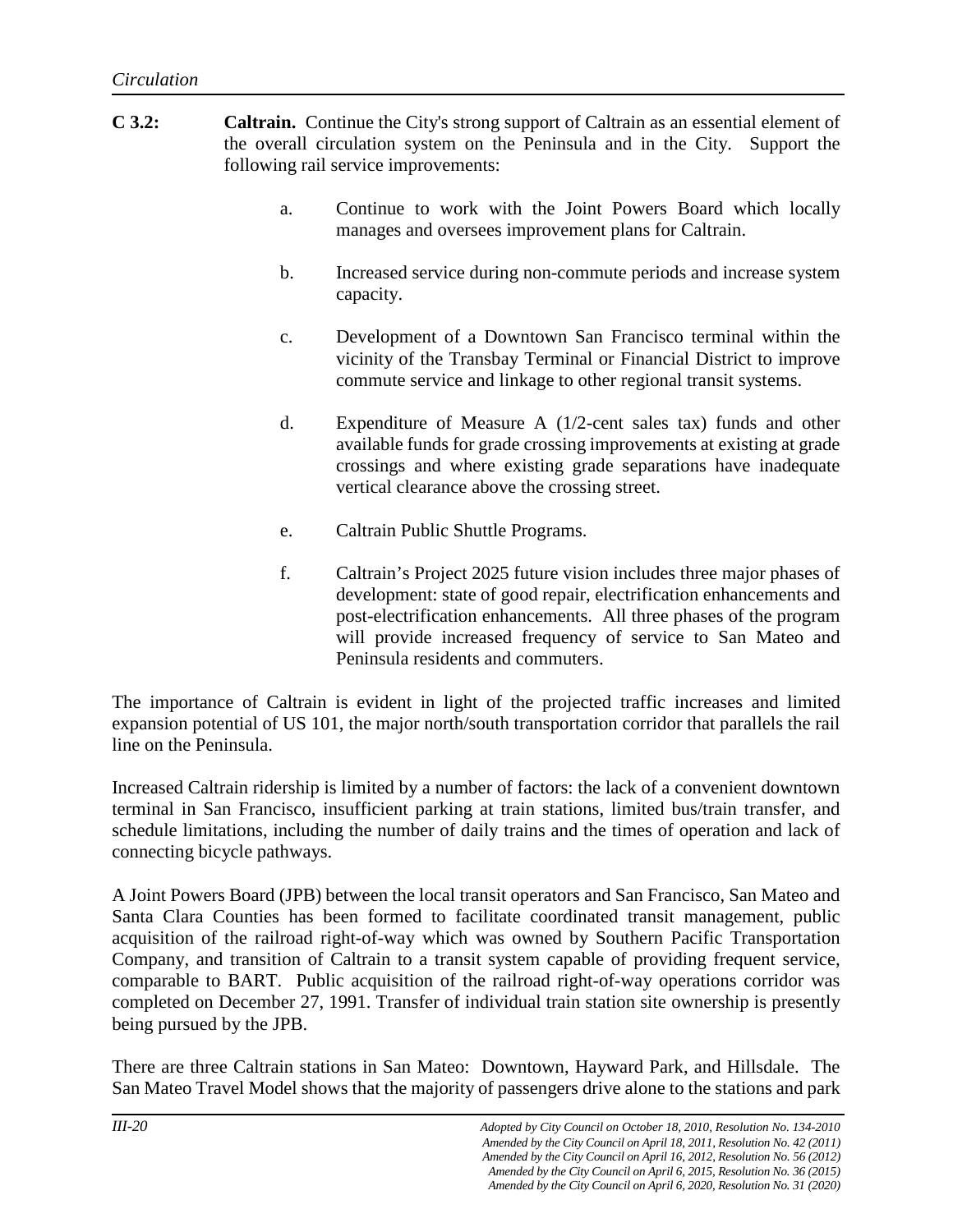**C 3.2:** **Caltrain.** Continue the City's strong support of Caltrain as an essential element of the overall circulation system on the Peninsula and in the City. Support the following rail service improvements:

a. Continue to work with the Joint Powers Board which locally manages and oversees improvement plans for Caltrain.

b. Increased service during non-commute periods and increase system capacity.

c. Development of a Downtown San Francisco terminal within the vicinity of the Transbay Terminal or Financial District to improve commute service and linkage to other regional transit systems.

d. Expenditure of Measure A (1/2-cent sales tax) funds and other available funds for grade crossing improvements at existing at grade crossings and where existing grade separations have inadequate vertical clearance above the crossing street.

e. Caltrain Public Shuttle Programs.

f. Caltrain's Project 2025 future vision includes three major phases of development: state of good repair, electrification enhancements and post-electrification enhancements. All three phases of the program will provide increased frequency of service to San Mateo and Peninsula residents and commuters.

The importance of Caltrain is evident in light of the projected traffic increases and limited expansion potential of US 101, the major north/south transportation corridor that parallels the rail line on the Peninsula.

Increased Caltrain ridership is limited by a number of factors: the lack of a convenient downtown terminal in San Francisco, insufficient parking at train stations, limited bus/train transfer, and schedule limitations, including the number of daily trains and the times of operation and lack of connecting bicycle pathways.

A Joint Powers Board (JPB) between the local transit operators and San Francisco, San Mateo and Santa Clara Counties has been formed to facilitate coordinated transit management, public acquisition of the railroad right-of-way which was owned by Southern Pacific Transportation Company, and transition of Caltrain to a transit system capable of providing frequent service, comparable to BART. Public acquisition of the railroad right-of-way operations corridor was completed on December 27, 1991. Transfer of individual train station site ownership is presently being pursued by the JPB.

There are three Caltrain stations in San Mateo: Downtown, Hayward Park, and Hillsdale. The San Mateo Travel Model shows that the majority of passengers drive alone to the stations and park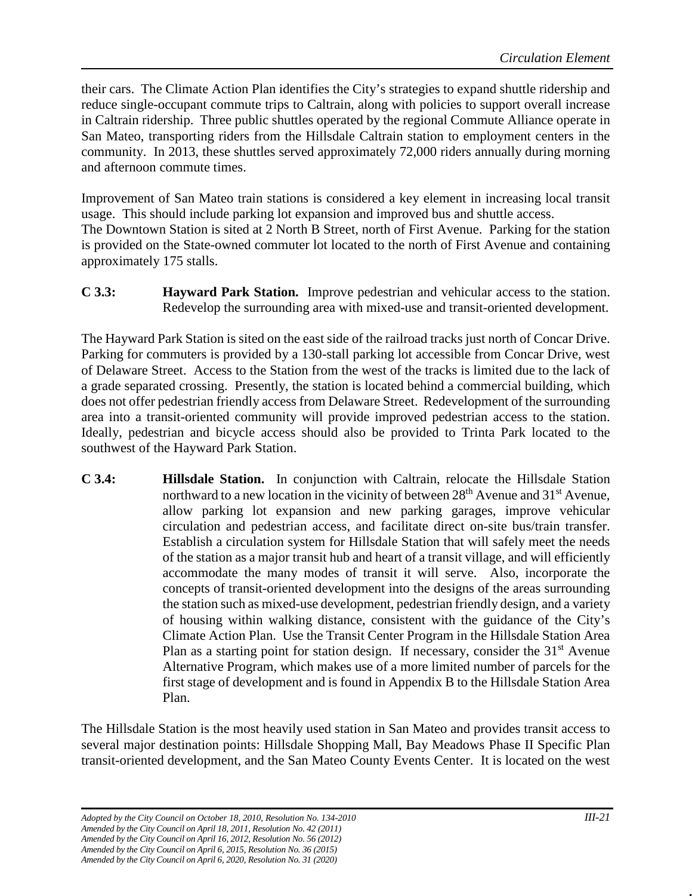their cars. The Climate Action Plan identifies the City's strategies to expand shuttle ridership and reduce single-occupant commute trips to Caltrain, along with policies to support overall increase in Caltrain ridership. Three public shuttles operated by the regional Commute Alliance operate in San Mateo, transporting riders from the Hillsdale Caltrain station to employment centers in the community. In 2013, these shuttles served approximately 72,000 riders annually during morning and afternoon commute times.

Improvement of San Mateo train stations is considered a key element in increasing local transit usage. This should include parking lot expansion and improved bus and shuttle access.
The Downtown Station is sited at 2 North B Street, north of First Avenue. Parking for the station is provided on the State-owned commuter lot located to the north of First Avenue and containing approximately 175 stalls.

**C 3.3:** **Hayward Park Station.** Improve pedestrian and vehicular access to the station. Redevelop the surrounding area with mixed-use and transit-oriented development.

The Hayward Park Station is sited on the east side of the railroad tracks just north of Concar Drive. Parking for commuters is provided by a 130-stall parking lot accessible from Concar Drive, west of Delaware Street. Access to the Station from the west of the tracks is limited due to the lack of a grade separated crossing. Presently, the station is located behind a commercial building, which does not offer pedestrian friendly access from Delaware Street. Redevelopment of the surrounding area into a transit-oriented community will provide improved pedestrian access to the station. Ideally, pedestrian and bicycle access should also be provided to Trinta Park located to the southwest of the Hayward Park Station.

**C 3.4:** **Hillsdale Station.** In conjunction with Caltrain, relocate the Hillsdale Station northward to a new location in the vicinity of between 28th Avenue and 31st Avenue, allow parking lot expansion and new parking garages, improve vehicular circulation and pedestrian access, and facilitate direct on-site bus/train transfer. Establish a circulation system for Hillsdale Station that will safely meet the needs of the station as a major transit hub and heart of a transit village, and will efficiently accommodate the many modes of transit it will serve. Also, incorporate the concepts of transit-oriented development into the designs of the areas surrounding the station such as mixed-use development, pedestrian friendly design, and a variety of housing within walking distance, consistent with the guidance of the City's Climate Action Plan. Use the Transit Center Program in the Hillsdale Station Area Plan as a starting point for station design. If necessary, consider the 31st Avenue Alternative Program, which makes use of a more limited number of parcels for the first stage of development and is found in Appendix B to the Hillsdale Station Area Plan.

The Hillsdale Station is the most heavily used station in San Mateo and provides transit access to several major destination points: Hillsdale Shopping Mall, Bay Meadows Phase II Specific Plan transit-oriented development, and the San Mateo County Events Center. It is located on the west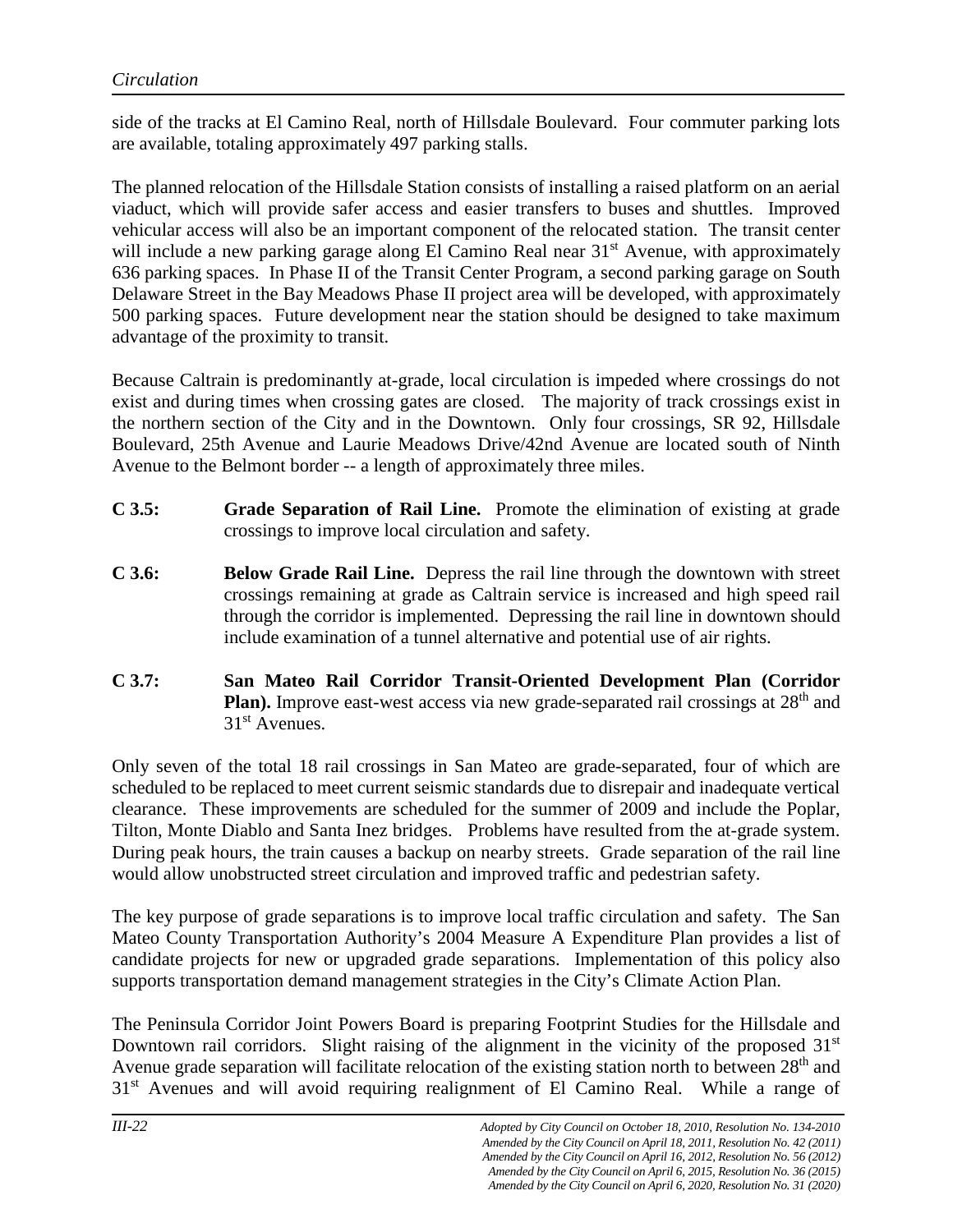side of the tracks at El Camino Real, north of Hillsdale Boulevard. Four commuter parking lots are available, totaling approximately 497 parking stalls.

The planned relocation of the Hillsdale Station consists of installing a raised platform on an aerial viaduct, which will provide safer access and easier transfers to buses and shuttles. Improved vehicular access will also be an important component of the relocated station. The transit center will include a new parking garage along El Camino Real near 31st Avenue, with approximately 636 parking spaces. In Phase II of the Transit Center Program, a second parking garage on South Delaware Street in the Bay Meadows Phase II project area will be developed, with approximately 500 parking spaces. Future development near the station should be designed to take maximum advantage of the proximity to transit.

Because Caltrain is predominantly at-grade, local circulation is impeded where crossings do not exist and during times when crossing gates are closed. The majority of track crossings exist in the northern section of the City and in the Downtown. Only four crossings, SR 92, Hillsdale Boulevard, 25th Avenue and Laurie Meadows Drive/42nd Avenue are located south of Ninth Avenue to the Belmont border -- a length of approximately three miles.

**C 3.5:** **Grade Separation of Rail Line.** Promote the elimination of existing at grade crossings to improve local circulation and safety.

**C 3.6:** **Below Grade Rail Line.** Depress the rail line through the downtown with street crossings remaining at grade as Caltrain service is increased and high speed rail through the corridor is implemented. Depressing the rail line in downtown should include examination of a tunnel alternative and potential use of air rights.

**C 3.7:** **San Mateo Rail Corridor Transit-Oriented Development Plan (Corridor Plan).** Improve east-west access via new grade-separated rail crossings at 28th and 31st Avenues.

Only seven of the total 18 rail crossings in San Mateo are grade-separated, four of which are scheduled to be replaced to meet current seismic standards due to disrepair and inadequate vertical clearance. These improvements are scheduled for the summer of 2009 and include the Poplar, Tilton, Monte Diablo and Santa Inez bridges. Problems have resulted from the at-grade system. During peak hours, the train causes a backup on nearby streets. Grade separation of the rail line would allow unobstructed street circulation and improved traffic and pedestrian safety.

The key purpose of grade separations is to improve local traffic circulation and safety. The San Mateo County Transportation Authority's 2004 Measure A Expenditure Plan provides a list of candidate projects for new or upgraded grade separations. Implementation of this policy also supports transportation demand management strategies in the City's Climate Action Plan.

The Peninsula Corridor Joint Powers Board is preparing Footprint Studies for the Hillsdale and Downtown rail corridors. Slight raising of the alignment in the vicinity of the proposed 31st Avenue grade separation will facilitate relocation of the existing station north to between 28th and 31st Avenues and will avoid requiring realignment of El Camino Real. While a range of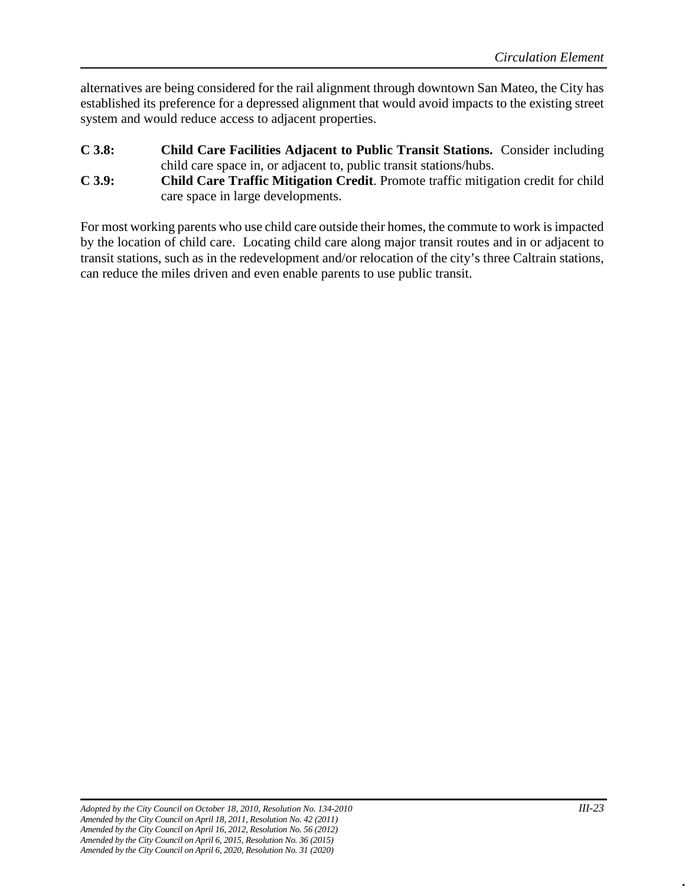alternatives are being considered for the rail alignment through downtown San Mateo, the City has established its preference for a depressed alignment that would avoid impacts to the existing street system and would reduce access to adjacent properties.

**C 3.8:** **Child Care Facilities Adjacent to Public Transit Stations.** Consider including child care space in, or adjacent to, public transit stations/hubs.

**C 3.9:** **Child Care Traffic Mitigation Credit**. Promote traffic mitigation credit for child care space in large developments.

For most working parents who use child care outside their homes, the commute to work is impacted by the location of child care. Locating child care along major transit routes and in or adjacent to transit stations, such as in the redevelopment and/or relocation of the city's three Caltrain stations, can reduce the miles driven and even enable parents to use public transit.

*Adopted by the City Council on October 18, 2010, Resolution No. 134-2010*
*Amended by the City Council on April 18, 2011, Resolution No. 42 (2011)*
*Amended by the City Council on April 16, 2012, Resolution No. 56 (2012)*
*Amended by the City Council on April 6, 2015, Resolution No. 36 (2015)*
*Amended by the City Council on April 6, 2020, Resolution No. 31 (2020)*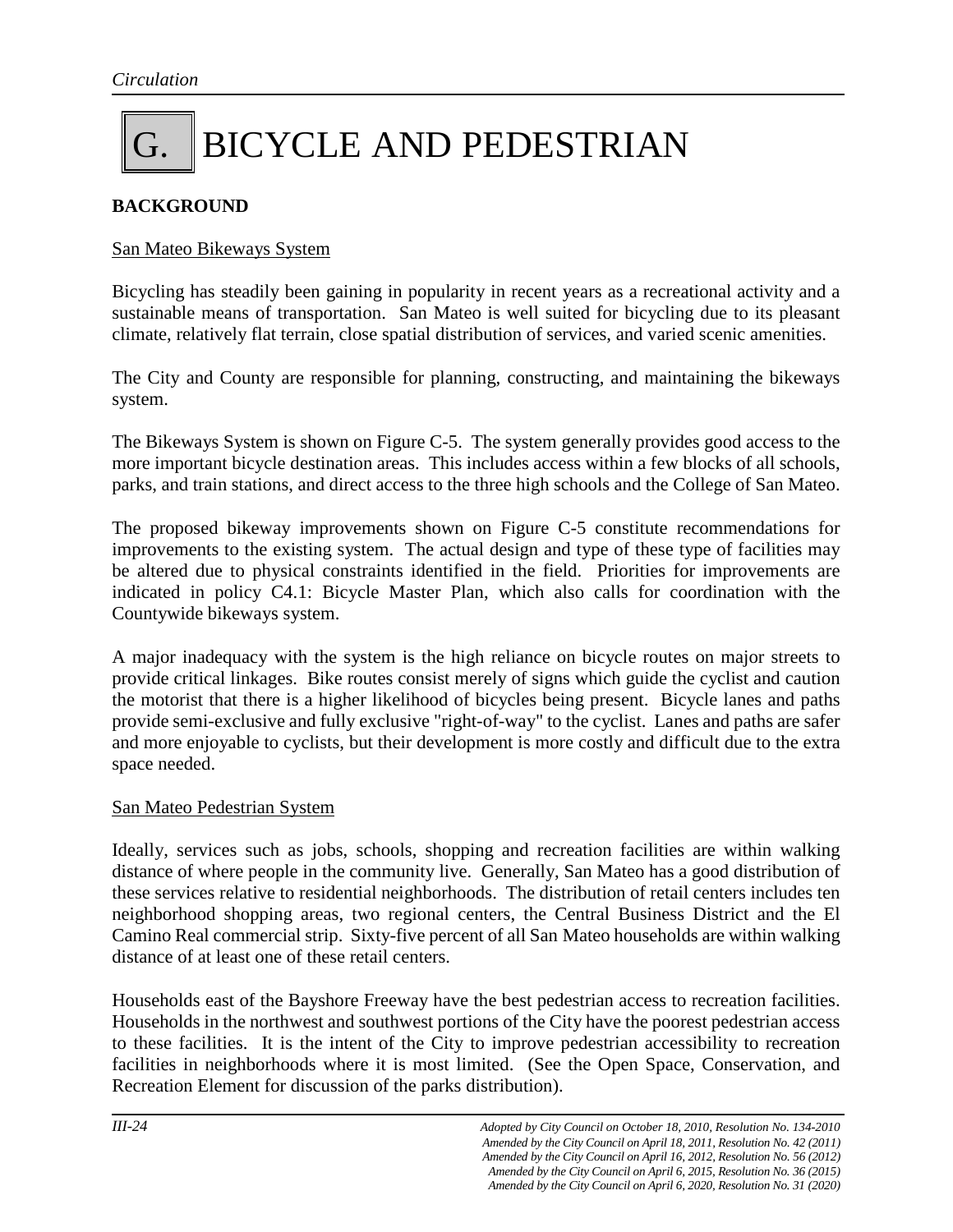# G. BICYCLE AND PEDESTRIAN

## BACKGROUND

San Mateo Bikeways System

Bicycling has steadily been gaining in popularity in recent years as a recreational activity and a sustainable means of transportation. San Mateo is well suited for bicycling due to its pleasant climate, relatively flat terrain, close spatial distribution of services, and varied scenic amenities.

The City and County are responsible for planning, constructing, and maintaining the bikeways system.

The Bikeways System is shown on Figure C-5. The system generally provides good access to the more important bicycle destination areas. This includes access within a few blocks of all schools, parks, and train stations, and direct access to the three high schools and the College of San Mateo.

The proposed bikeway improvements shown on Figure C-5 constitute recommendations for improvements to the existing system. The actual design and type of these type of facilities may be altered due to physical constraints identified in the field. Priorities for improvements are indicated in policy C4.1: Bicycle Master Plan, which also calls for coordination with the Countywide bikeways system.

A major inadequacy with the system is the high reliance on bicycle routes on major streets to provide critical linkages. Bike routes consist merely of signs which guide the cyclist and caution the motorist that there is a higher likelihood of bicycles being present. Bicycle lanes and paths provide semi-exclusive and fully exclusive "right-of-way" to the cyclist. Lanes and paths are safer and more enjoyable to cyclists, but their development is more costly and difficult due to the extra space needed.

San Mateo Pedestrian System

Ideally, services such as jobs, schools, shopping and recreation facilities are within walking distance of where people in the community live. Generally, San Mateo has a good distribution of these services relative to residential neighborhoods. The distribution of retail centers includes ten neighborhood shopping areas, two regional centers, the Central Business District and the El Camino Real commercial strip. Sixty-five percent of all San Mateo households are within walking distance of at least one of these retail centers.

Households east of the Bayshore Freeway have the best pedestrian access to recreation facilities. Households in the northwest and southwest portions of the City have the poorest pedestrian access to these facilities. It is the intent of the City to improve pedestrian accessibility to recreation facilities in neighborhoods where it is most limited. (See the Open Space, Conservation, and Recreation Element for discussion of the parks distribution).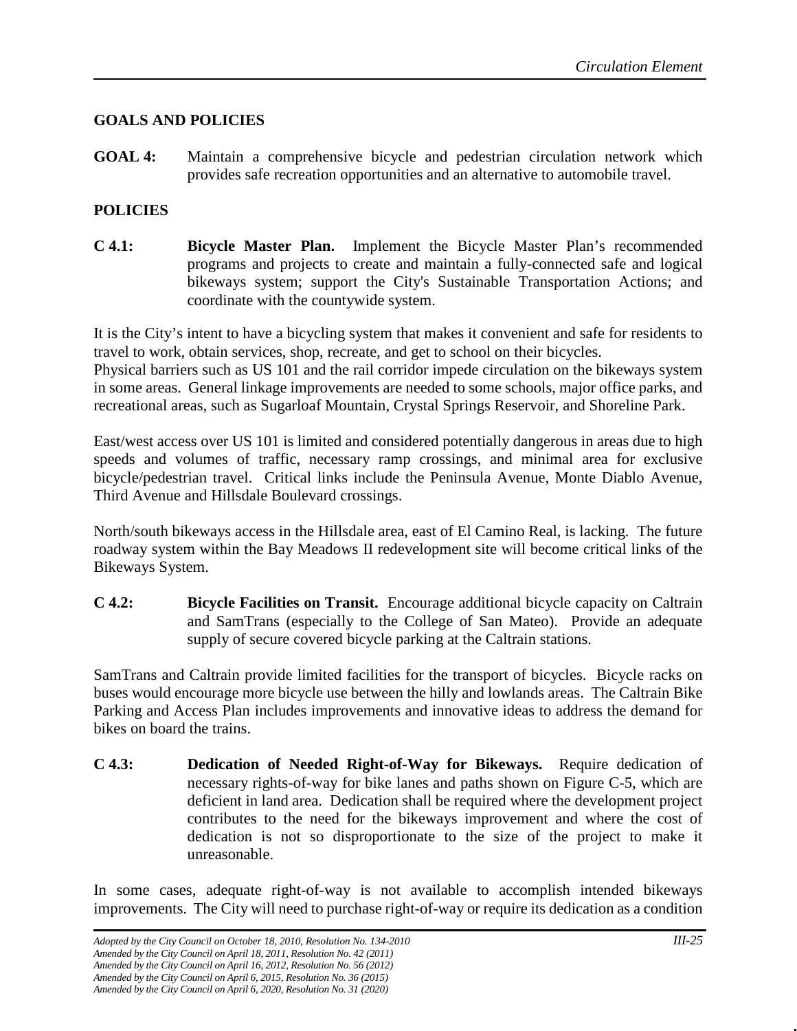## GOALS AND POLICIES

**GOAL 4:** Maintain a comprehensive bicycle and pedestrian circulation network which provides safe recreation opportunities and an alternative to automobile travel.

## POLICIES

**C 4.1: Bicycle Master Plan.** Implement the Bicycle Master Plan's recommended programs and projects to create and maintain a fully-connected safe and logical bikeways system; support the City's Sustainable Transportation Actions; and coordinate with the countywide system.

It is the City's intent to have a bicycling system that makes it convenient and safe for residents to travel to work, obtain services, shop, recreate, and get to school on their bicycles.
Physical barriers such as US 101 and the rail corridor impede circulation on the bikeways system in some areas. General linkage improvements are needed to some schools, major office parks, and recreational areas, such as Sugarloaf Mountain, Crystal Springs Reservoir, and Shoreline Park.

East/west access over US 101 is limited and considered potentially dangerous in areas due to high speeds and volumes of traffic, necessary ramp crossings, and minimal area for exclusive bicycle/pedestrian travel. Critical links include the Peninsula Avenue, Monte Diablo Avenue, Third Avenue and Hillsdale Boulevard crossings.

North/south bikeways access in the Hillsdale area, east of El Camino Real, is lacking. The future roadway system within the Bay Meadows II redevelopment site will become critical links of the Bikeways System.

**C 4.2: Bicycle Facilities on Transit.** Encourage additional bicycle capacity on Caltrain and SamTrans (especially to the College of San Mateo). Provide an adequate supply of secure covered bicycle parking at the Caltrain stations.

SamTrans and Caltrain provide limited facilities for the transport of bicycles. Bicycle racks on buses would encourage more bicycle use between the hilly and lowlands areas. The Caltrain Bike Parking and Access Plan includes improvements and innovative ideas to address the demand for bikes on board the trains.

**C 4.3: Dedication of Needed Right-of-Way for Bikeways.** Require dedication of necessary rights-of-way for bike lanes and paths shown on Figure C-5, which are deficient in land area. Dedication shall be required where the development project contributes to the need for the bikeways improvement and where the cost of dedication is not so disproportionate to the size of the project to make it unreasonable.

In some cases, adequate right-of-way is not available to accomplish intended bikeways improvements. The City will need to purchase right-of-way or require its dedication as a condition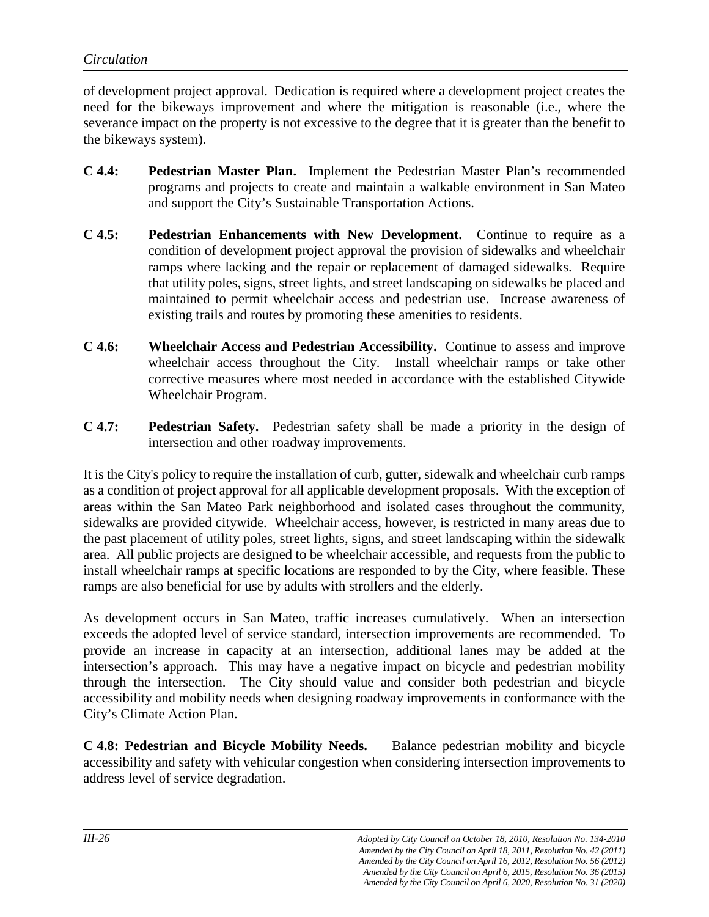of development project approval. Dedication is required where a development project creates the need for the bikeways improvement and where the mitigation is reasonable (i.e., where the severance impact on the property is not excessive to the degree that it is greater than the benefit to the bikeways system).

**C 4.4: Pedestrian Master Plan.** Implement the Pedestrian Master Plan's recommended programs and projects to create and maintain a walkable environment in San Mateo and support the City's Sustainable Transportation Actions.

**C 4.5: Pedestrian Enhancements with New Development.** Continue to require as a condition of development project approval the provision of sidewalks and wheelchair ramps where lacking and the repair or replacement of damaged sidewalks. Require that utility poles, signs, street lights, and street landscaping on sidewalks be placed and maintained to permit wheelchair access and pedestrian use. Increase awareness of existing trails and routes by promoting these amenities to residents.

**C 4.6: Wheelchair Access and Pedestrian Accessibility.** Continue to assess and improve wheelchair access throughout the City. Install wheelchair ramps or take other corrective measures where most needed in accordance with the established Citywide Wheelchair Program.

**C 4.7: Pedestrian Safety.** Pedestrian safety shall be made a priority in the design of intersection and other roadway improvements.

It is the City's policy to require the installation of curb, gutter, sidewalk and wheelchair curb ramps as a condition of project approval for all applicable development proposals. With the exception of areas within the San Mateo Park neighborhood and isolated cases throughout the community, sidewalks are provided citywide. Wheelchair access, however, is restricted in many areas due to the past placement of utility poles, street lights, signs, and street landscaping within the sidewalk area. All public projects are designed to be wheelchair accessible, and requests from the public to install wheelchair ramps at specific locations are responded to by the City, where feasible. These ramps are also beneficial for use by adults with strollers and the elderly.

As development occurs in San Mateo, traffic increases cumulatively. When an intersection exceeds the adopted level of service standard, intersection improvements are recommended. To provide an increase in capacity at an intersection, additional lanes may be added at the intersection's approach. This may have a negative impact on bicycle and pedestrian mobility through the intersection. The City should value and consider both pedestrian and bicycle accessibility and mobility needs when designing roadway improvements in conformance with the City's Climate Action Plan.

**C 4.8: Pedestrian and Bicycle Mobility Needs.** Balance pedestrian mobility and bicycle accessibility and safety with vehicular congestion when considering intersection improvements to address level of service degradation.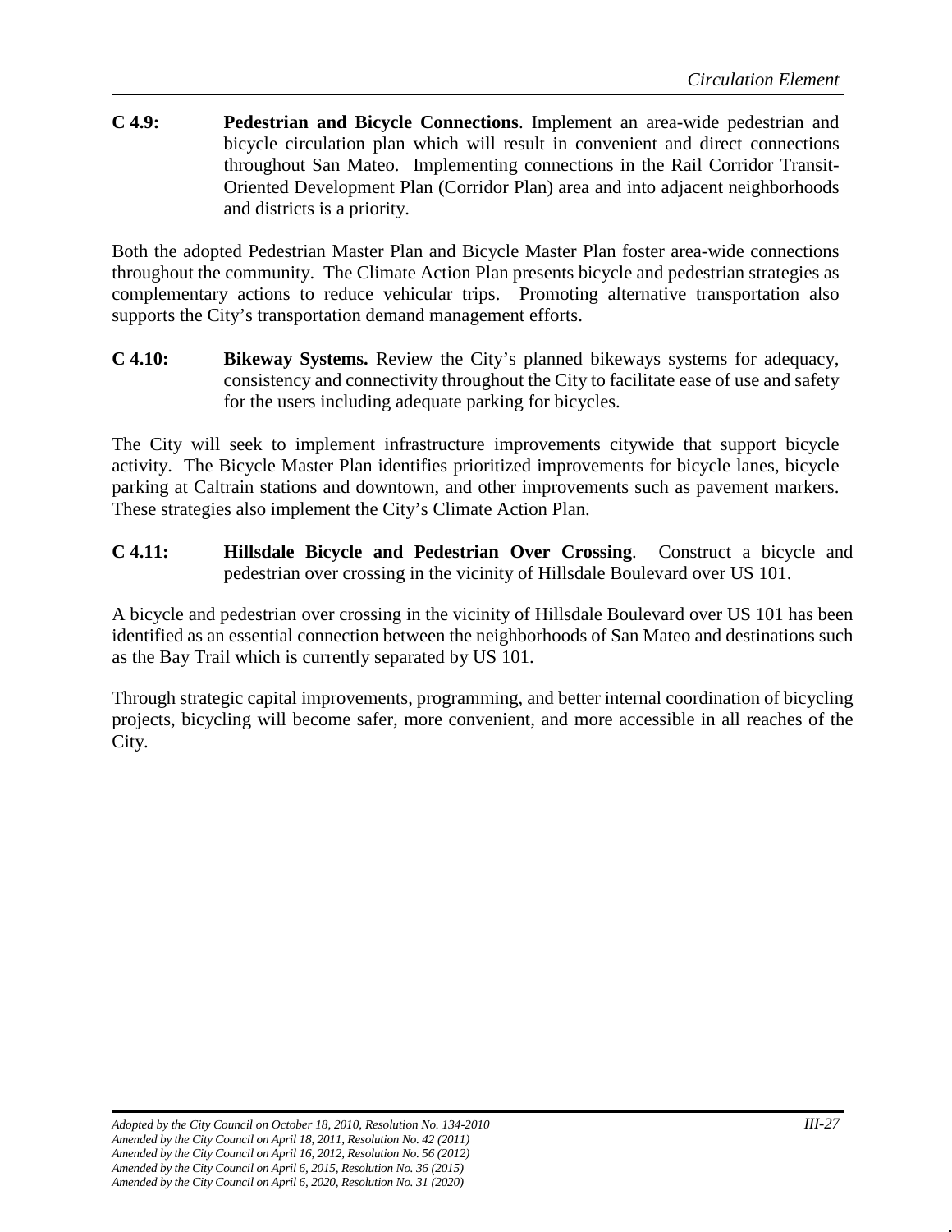**C 4.9: Pedestrian and Bicycle Connections**. Implement an area-wide pedestrian and bicycle circulation plan which will result in convenient and direct connections throughout San Mateo. Implementing connections in the Rail Corridor Transit-Oriented Development Plan (Corridor Plan) area and into adjacent neighborhoods and districts is a priority.

Both the adopted Pedestrian Master Plan and Bicycle Master Plan foster area-wide connections throughout the community. The Climate Action Plan presents bicycle and pedestrian strategies as complementary actions to reduce vehicular trips. Promoting alternative transportation also supports the City's transportation demand management efforts.

**C 4.10: Bikeway Systems.** Review the City's planned bikeways systems for adequacy, consistency and connectivity throughout the City to facilitate ease of use and safety for the users including adequate parking for bicycles.

The City will seek to implement infrastructure improvements citywide that support bicycle activity. The Bicycle Master Plan identifies prioritized improvements for bicycle lanes, bicycle parking at Caltrain stations and downtown, and other improvements such as pavement markers. These strategies also implement the City's Climate Action Plan.

**C 4.11: Hillsdale Bicycle and Pedestrian Over Crossing**. Construct a bicycle and pedestrian over crossing in the vicinity of Hillsdale Boulevard over US 101.

A bicycle and pedestrian over crossing in the vicinity of Hillsdale Boulevard over US 101 has been identified as an essential connection between the neighborhoods of San Mateo and destinations such as the Bay Trail which is currently separated by US 101.

Through strategic capital improvements, programming, and better internal coordination of bicycling projects, bicycling will become safer, more convenient, and more accessible in all reaches of the City.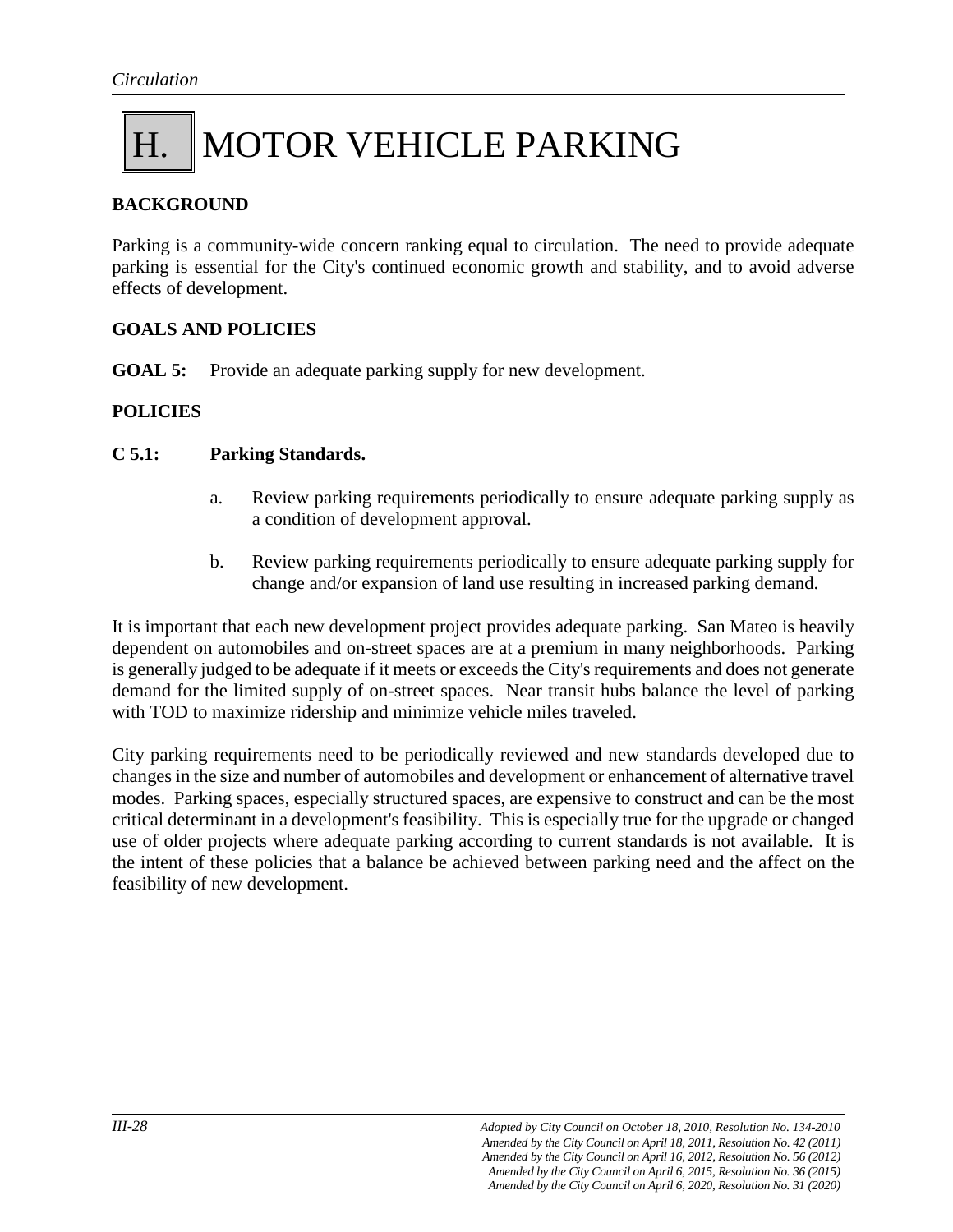# H. MOTOR VEHICLE PARKING

## BACKGROUND

Parking is a community-wide concern ranking equal to circulation. The need to provide adequate parking is essential for the City's continued economic growth and stability, and to avoid adverse effects of development.

## GOALS AND POLICIES

**GOAL 5:** Provide an adequate parking supply for new development.

## POLICIES

**C 5.1: Parking Standards.**

a. Review parking requirements periodically to ensure adequate parking supply as a condition of development approval.

b. Review parking requirements periodically to ensure adequate parking supply for change and/or expansion of land use resulting in increased parking demand.

It is important that each new development project provides adequate parking. San Mateo is heavily dependent on automobiles and on-street spaces are at a premium in many neighborhoods. Parking is generally judged to be adequate if it meets or exceeds the City's requirements and does not generate demand for the limited supply of on-street spaces. Near transit hubs balance the level of parking with TOD to maximize ridership and minimize vehicle miles traveled.

City parking requirements need to be periodically reviewed and new standards developed due to changes in the size and number of automobiles and development or enhancement of alternative travel modes. Parking spaces, especially structured spaces, are expensive to construct and can be the most critical determinant in a development's feasibility. This is especially true for the upgrade or changed use of older projects where adequate parking according to current standards is not available. It is the intent of these policies that a balance be achieved between parking need and the affect on the feasibility of new development.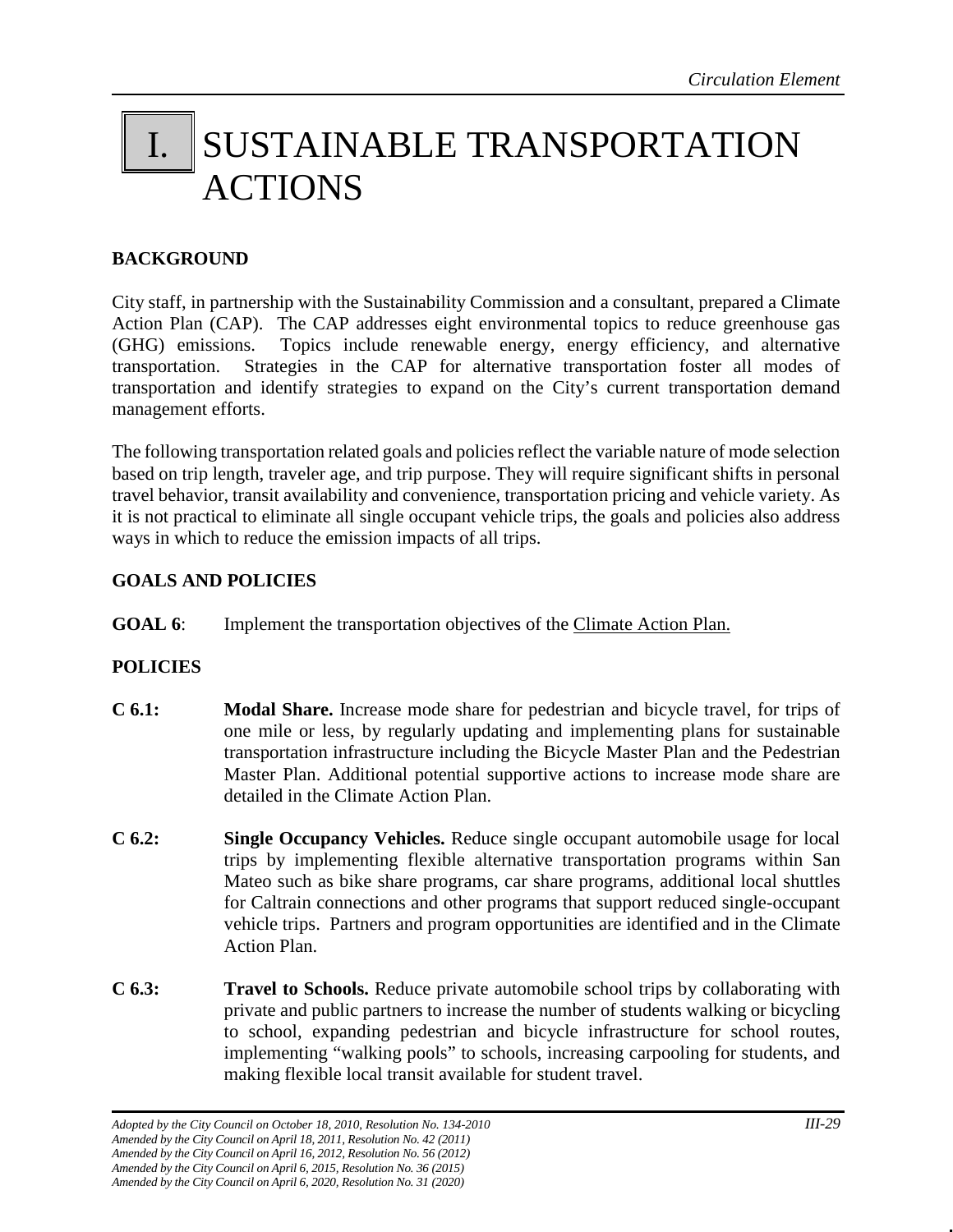# I. SUSTAINABLE TRANSPORTATION ACTIONS

**BACKGROUND**

City staff, in partnership with the Sustainability Commission and a consultant, prepared a Climate Action Plan (CAP). The CAP addresses eight environmental topics to reduce greenhouse gas (GHG) emissions. Topics include renewable energy, energy efficiency, and alternative transportation. Strategies in the CAP for alternative transportation foster all modes of transportation and identify strategies to expand on the City's current transportation demand management efforts.

The following transportation related goals and policies reflect the variable nature of mode selection based on trip length, traveler age, and trip purpose. They will require significant shifts in personal travel behavior, transit availability and convenience, transportation pricing and vehicle variety. As it is not practical to eliminate all single occupant vehicle trips, the goals and policies also address ways in which to reduce the emission impacts of all trips.

**GOALS AND POLICIES**

**GOAL 6**: Implement the transportation objectives of the Climate Action Plan.

**POLICIES**

**C 6.1:** **Modal Share.** Increase mode share for pedestrian and bicycle travel, for trips of one mile or less, by regularly updating and implementing plans for sustainable transportation infrastructure including the Bicycle Master Plan and the Pedestrian Master Plan. Additional potential supportive actions to increase mode share are detailed in the Climate Action Plan.

**C 6.2:** **Single Occupancy Vehicles.** Reduce single occupant automobile usage for local trips by implementing flexible alternative transportation programs within San Mateo such as bike share programs, car share programs, additional local shuttles for Caltrain connections and other programs that support reduced single-occupant vehicle trips. Partners and program opportunities are identified and in the Climate Action Plan.

**C 6.3:** **Travel to Schools.** Reduce private automobile school trips by collaborating with private and public partners to increase the number of students walking or bicycling to school, expanding pedestrian and bicycle infrastructure for school routes, implementing "walking pools" to schools, increasing carpooling for students, and making flexible local transit available for student travel.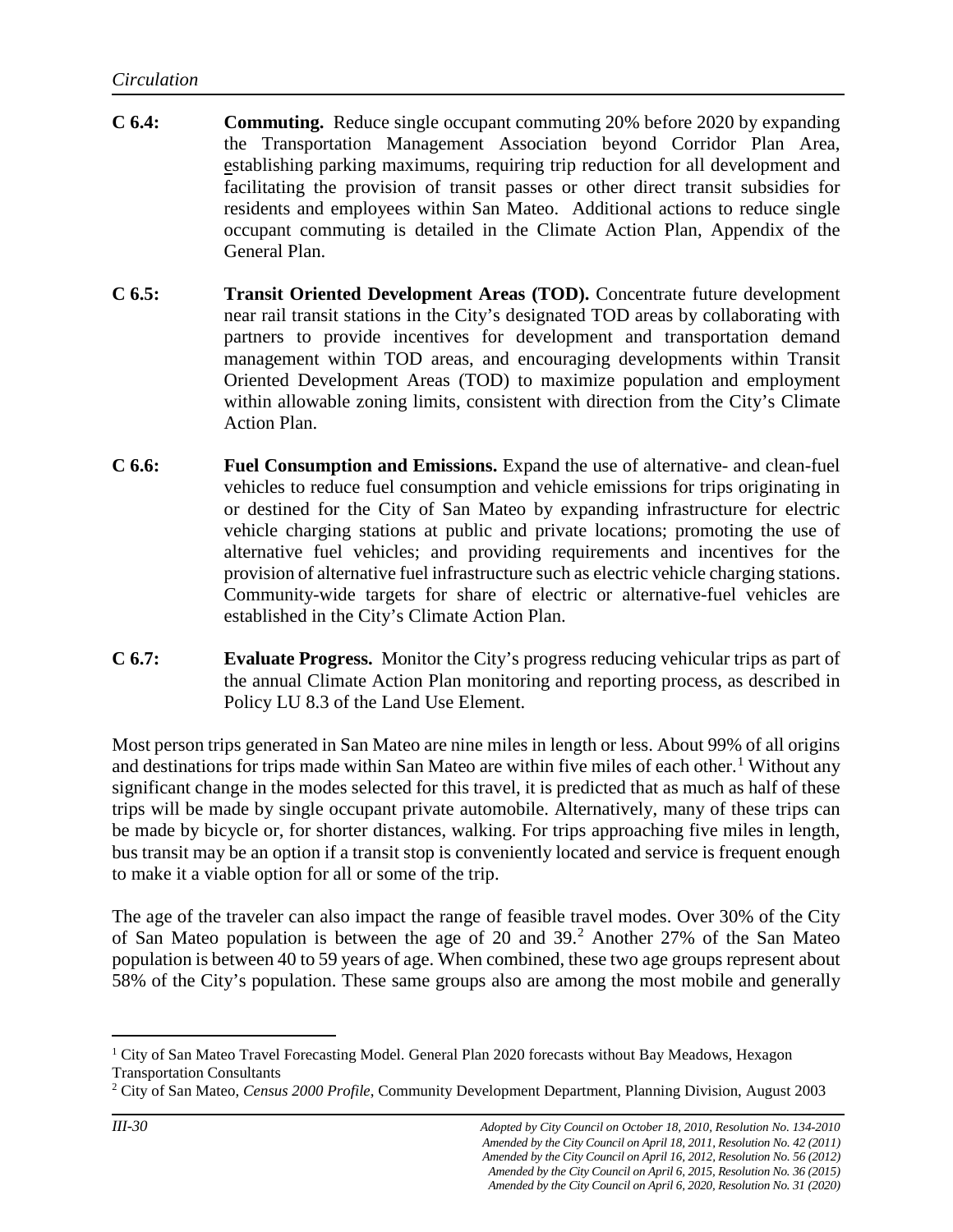**C 6.4: Commuting.** Reduce single occupant commuting 20% before 2020 by expanding the Transportation Management Association beyond Corridor Plan Area, establishing parking maximums, requiring trip reduction for all development and facilitating the provision of transit passes or other direct transit subsidies for residents and employees within San Mateo. Additional actions to reduce single occupant commuting is detailed in the Climate Action Plan, Appendix of the General Plan.

**C 6.5: Transit Oriented Development Areas (TOD).** Concentrate future development near rail transit stations in the City's designated TOD areas by collaborating with partners to provide incentives for development and transportation demand management within TOD areas, and encouraging developments within Transit Oriented Development Areas (TOD) to maximize population and employment within allowable zoning limits, consistent with direction from the City's Climate Action Plan.

**C 6.6: Fuel Consumption and Emissions.** Expand the use of alternative- and clean-fuel vehicles to reduce fuel consumption and vehicle emissions for trips originating in or destined for the City of San Mateo by expanding infrastructure for electric vehicle charging stations at public and private locations; promoting the use of alternative fuel vehicles; and providing requirements and incentives for the provision of alternative fuel infrastructure such as electric vehicle charging stations. Community-wide targets for share of electric or alternative-fuel vehicles are established in the City's Climate Action Plan.

**C 6.7: Evaluate Progress.** Monitor the City's progress reducing vehicular trips as part of the annual Climate Action Plan monitoring and reporting process, as described in Policy LU 8.3 of the Land Use Element.

Most person trips generated in San Mateo are nine miles in length or less. About 99% of all origins and destinations for trips made within San Mateo are within five miles of each other.[1] Without any significant change in the modes selected for this travel, it is predicted that as much as half of these trips will be made by single occupant private automobile. Alternatively, many of these trips can be made by bicycle or, for shorter distances, walking. For trips approaching five miles in length, bus transit may be an option if a transit stop is conveniently located and service is frequent enough to make it a viable option for all or some of the trip.

The age of the traveler can also impact the range of feasible travel modes. Over 30% of the City of San Mateo population is between the age of 20 and 39.[2] Another 27% of the San Mateo population is between 40 to 59 years of age. When combined, these two age groups represent about 58% of the City's population. These same groups also are among the most mobile and generally

[1] City of San Mateo Travel Forecasting Model. General Plan 2020 forecasts without Bay Meadows, Hexagon Transportation Consultants

[2] City of San Mateo, *Census 2000 Profile*, Community Development Department, Planning Division, August 2003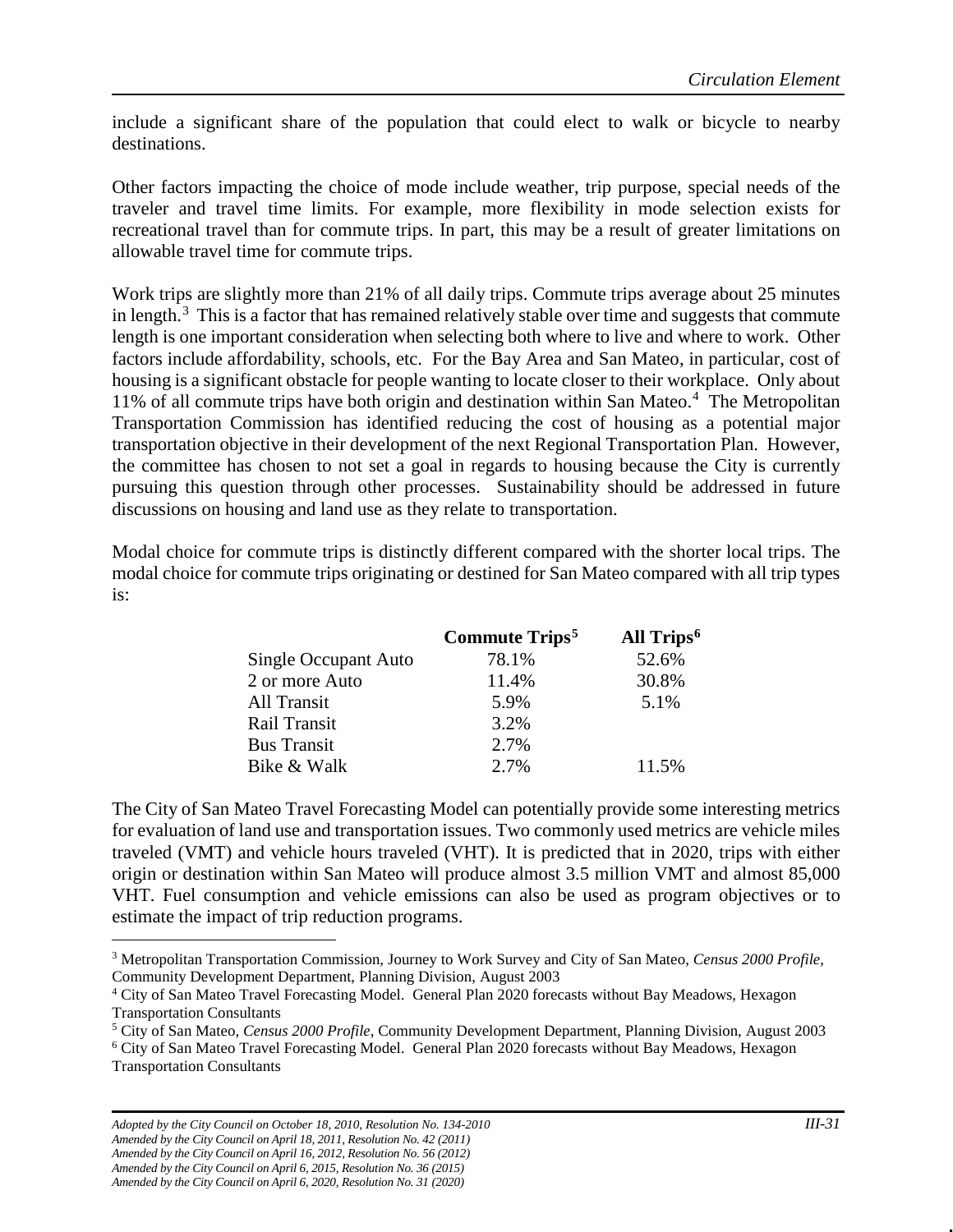include a significant share of the population that could elect to walk or bicycle to nearby destinations.

Other factors impacting the choice of mode include weather, trip purpose, special needs of the traveler and travel time limits. For example, more flexibility in mode selection exists for recreational travel than for commute trips. In part, this may be a result of greater limitations on allowable travel time for commute trips.

Work trips are slightly more than 21% of all daily trips. Commute trips average about 25 minutes in length.[3] This is a factor that has remained relatively stable over time and suggests that commute length is one important consideration when selecting both where to live and where to work. Other factors include affordability, schools, etc. For the Bay Area and San Mateo, in particular, cost of housing is a significant obstacle for people wanting to locate closer to their workplace. Only about 11% of all commute trips have both origin and destination within San Mateo.[4] The Metropolitan Transportation Commission has identified reducing the cost of housing as a potential major transportation objective in their development of the next Regional Transportation Plan. However, the committee has chosen to not set a goal in regards to housing because the City is currently pursuing this question through other processes. Sustainability should be addressed in future discussions on housing and land use as they relate to transportation.

Modal choice for commute trips is distinctly different compared with the shorter local trips. The modal choice for commute trips originating or destined for San Mateo compared with all trip types is:

| | **Commute Trips[5]** | **All Trips[6]** |
|---|---|---|
| Single Occupant Auto | 78.1% | 52.6% |
| 2 or more Auto | 11.4% | 30.8% |
| All Transit | 5.9% | 5.1% |
| Rail Transit | 3.2% | |
| Bus Transit | 2.7% | |
| Bike & Walk | 2.7% | 11.5% |

The City of San Mateo Travel Forecasting Model can potentially provide some interesting metrics for evaluation of land use and transportation issues. Two commonly used metrics are vehicle miles traveled (VMT) and vehicle hours traveled (VHT). It is predicted that in 2020, trips with either origin or destination within San Mateo will produce almost 3.5 million VMT and almost 85,000 VHT. Fuel consumption and vehicle emissions can also be used as program objectives or to estimate the impact of trip reduction programs.

---

[3] Metropolitan Transportation Commission, Journey to Work Survey and City of San Mateo, *Census 2000 Profile*, Community Development Department, Planning Division, August 2003

[4] City of San Mateo Travel Forecasting Model. General Plan 2020 forecasts without Bay Meadows, Hexagon Transportation Consultants

[5] City of San Mateo, *Census 2000 Profile*, Community Development Department, Planning Division, August 2003

[6] City of San Mateo Travel Forecasting Model. General Plan 2020 forecasts without Bay Meadows, Hexagon Transportation Consultants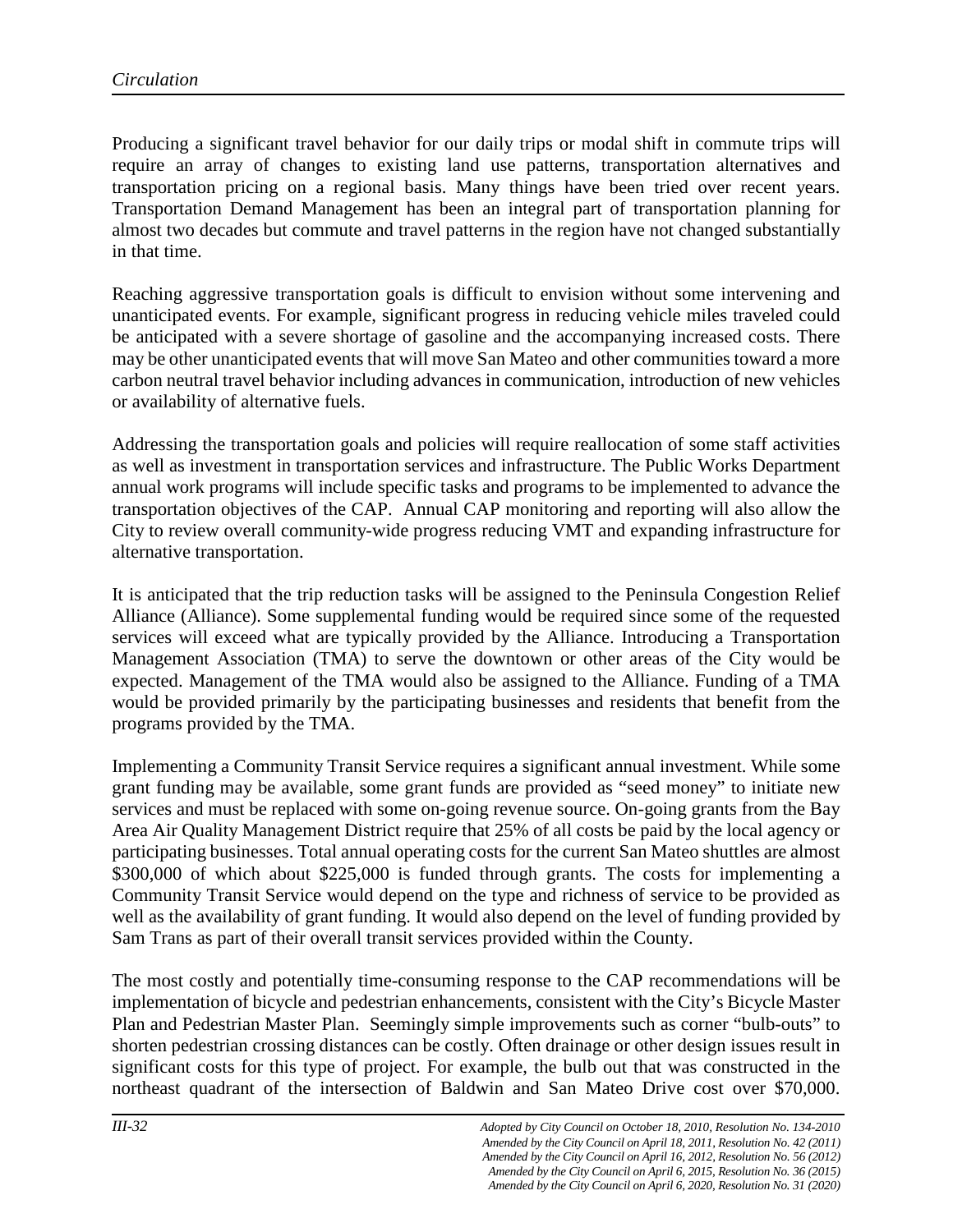Producing a significant travel behavior for our daily trips or modal shift in commute trips will require an array of changes to existing land use patterns, transportation alternatives and transportation pricing on a regional basis. Many things have been tried over recent years. Transportation Demand Management has been an integral part of transportation planning for almost two decades but commute and travel patterns in the region have not changed substantially in that time.

Reaching aggressive transportation goals is difficult to envision without some intervening and unanticipated events. For example, significant progress in reducing vehicle miles traveled could be anticipated with a severe shortage of gasoline and the accompanying increased costs. There may be other unanticipated events that will move San Mateo and other communities toward a more carbon neutral travel behavior including advances in communication, introduction of new vehicles or availability of alternative fuels.

Addressing the transportation goals and policies will require reallocation of some staff activities as well as investment in transportation services and infrastructure. The Public Works Department annual work programs will include specific tasks and programs to be implemented to advance the transportation objectives of the CAP. Annual CAP monitoring and reporting will also allow the City to review overall community-wide progress reducing VMT and expanding infrastructure for alternative transportation.

It is anticipated that the trip reduction tasks will be assigned to the Peninsula Congestion Relief Alliance (Alliance). Some supplemental funding would be required since some of the requested services will exceed what are typically provided by the Alliance. Introducing a Transportation Management Association (TMA) to serve the downtown or other areas of the City would be expected. Management of the TMA would also be assigned to the Alliance. Funding of a TMA would be provided primarily by the participating businesses and residents that benefit from the programs provided by the TMA.

Implementing a Community Transit Service requires a significant annual investment. While some grant funding may be available, some grant funds are provided as "seed money" to initiate new services and must be replaced with some on-going revenue source. On-going grants from the Bay Area Air Quality Management District require that 25% of all costs be paid by the local agency or participating businesses. Total annual operating costs for the current San Mateo shuttles are almost $300,000 of which about $225,000 is funded through grants. The costs for implementing a Community Transit Service would depend on the type and richness of service to be provided as well as the availability of grant funding. It would also depend on the level of funding provided by Sam Trans as part of their overall transit services provided within the County.

The most costly and potentially time-consuming response to the CAP recommendations will be implementation of bicycle and pedestrian enhancements, consistent with the City's Bicycle Master Plan and Pedestrian Master Plan. Seemingly simple improvements such as corner "bulb-outs" to shorten pedestrian crossing distances can be costly. Often drainage or other design issues result in significant costs for this type of project. For example, the bulb out that was constructed in the northeast quadrant of the intersection of Baldwin and San Mateo Drive cost over $70,000.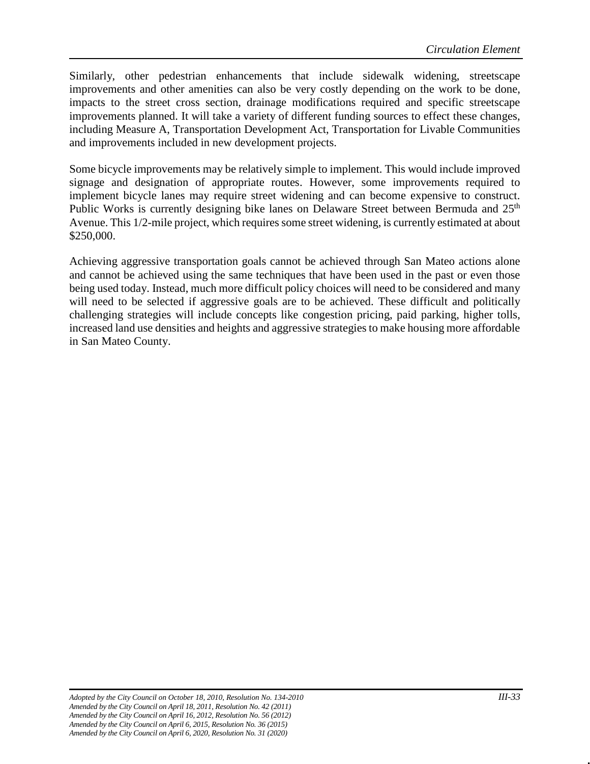Similarly, other pedestrian enhancements that include sidewalk widening, streetscape improvements and other amenities can also be very costly depending on the work to be done, impacts to the street cross section, drainage modifications required and specific streetscape improvements planned. It will take a variety of different funding sources to effect these changes, including Measure A, Transportation Development Act, Transportation for Livable Communities and improvements included in new development projects.

Some bicycle improvements may be relatively simple to implement. This would include improved signage and designation of appropriate routes. However, some improvements required to implement bicycle lanes may require street widening and can become expensive to construct. Public Works is currently designing bike lanes on Delaware Street between Bermuda and 25th Avenue. This 1/2-mile project, which requires some street widening, is currently estimated at about $250,000.

Achieving aggressive transportation goals cannot be achieved through San Mateo actions alone and cannot be achieved using the same techniques that have been used in the past or even those being used today. Instead, much more difficult policy choices will need to be considered and many will need to be selected if aggressive goals are to be achieved. These difficult and politically challenging strategies will include concepts like congestion pricing, paid parking, higher tolls, increased land use densities and heights and aggressive strategies to make housing more affordable in San Mateo County.